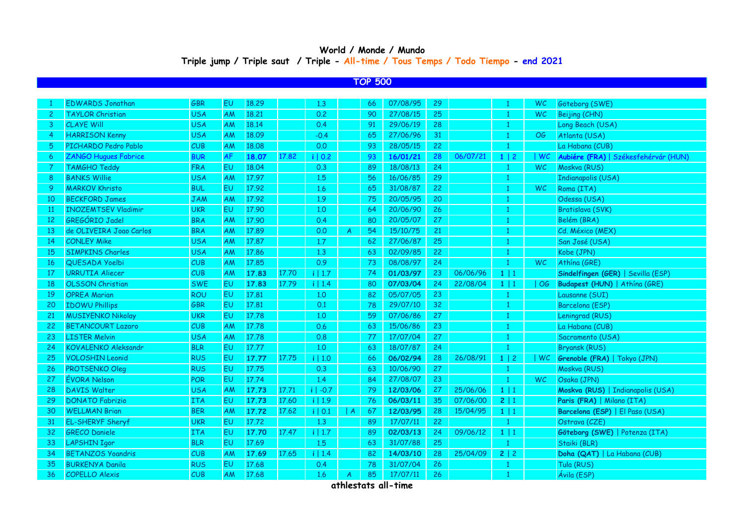# World / Monde / Mundo

## Triple jump / Triple saut / Triple - All-time / Tous Temps / Todo Tiempo - end 2021

### TOP 500

| | | | | | | | | | | | | | | |
|---|---|---|---|---|---|---|---|---|---|---|---|---|---|---|
| 1 | EDWARDS Jonathan | GBR | EU | 18.29 | | 1.3 | | 66 | 07/08/95 | 29 | | 1 | WC | Göteborg (SWE) |
| 2 | TAYLOR Christian | USA | AM | 18.21 | | 0.2 | | 90 | 27/08/15 | 25 | | 1 | WC | Beijing (CHN) |
| 3 | CLAYE Will | USA | AM | 18.14 | | 0.4 | | 91 | 29/06/19 | 28 | | 1 | | Long Beach (USA) |
| 4 | HARRISON Kenny | USA | AM | 18.09 | | -0.4 | | 65 | 27/06/96 | 31 | | 1 | OG | Atlanta (USA) |
| 5 | PICHARDO Pedro Pablo | CUB | AM | 18.08 | | 0.0 | | 93 | 28/05/15 | 22 | | 1 | | La Habana (CUB) |
| 6 | ZANGO Hugues Fabrice | BUR | AF | **18.07** | 17.82 | i \| 0.2 | | 93 | **16/01/21** | 28 | 06/07/21 | **1** \| 2 | \| WC | **Aubiére (FRA)** \| Székesfehérvár (HUN) |
| 7 | TAMGHO Teddy | FRA | EU | 18.04 | | 0.3 | | 89 | 18/08/13 | 24 | | 1 | WC | Moskva (RUS) |
| 8 | BANKS Willie | USA | AM | 17.97 | | 1.5 | | 56 | 16/06/85 | 29 | | 1 | | Indianapolis (USA) |
| 9 | MARKOV Khristo | BUL | EU | 17.92 | | 1.6 | | 65 | 31/08/87 | 22 | | 1 | WC | Roma (ITA) |
| 10 | BECKFORD James | JAM | AM | 17.92 | | 1.9 | | 75 | 20/05/95 | 20 | | 1 | | Odessa (USA) |
| 11 | INOZEMTSEV Vladimir | UKR | EU | 17.90 | | 1.0 | | 64 | 20/06/90 | 26 | | 1 | | Bratislava (SVK) |
| 12 | GREGÓRIO Jadel | BRA | AM | 17.90 | | 0.4 | | 80 | 20/05/07 | 27 | | 1 | | Belém (BRA) |
| 13 | de OLIVEIRA Joao Carlos | BRA | AM | 17.89 | | 0.0 | A | 54 | 15/10/75 | 21 | | 1 | | Cd. México (MEX) |
| 14 | CONLEY Mike | USA | AM | 17.87 | | 1.7 | | 62 | 27/06/87 | 25 | | 1 | | San José (USA) |
| 15 | SIMPKINS Charles | USA | AM | 17.86 | | 1.3 | | 63 | 02/09/85 | 22 | | 1 | | Kobe (JPN) |
| 16 | QUESADA Yoelbi | CUB | AM | 17.85 | | 0.9 | | 73 | 08/08/97 | 24 | | 1 | WC | Athína (GRE) |
| 17 | URRUTIA Aliecer | CUB | AM | **17.83** | 17.70 | i \| 1.7 | | 74 | **01/03/97** | 23 | 06/06/96 | **1** \| 1 | | **Sindelfingen (GER)** \| Sevilla (ESP) |
| 18 | OLSSON Christian | SWE | EU | **17.83** | 17.79 | i \| 1.4 | | 80 | **07/03/04** | 24 | 22/08/04 | **1** \| 1 | \| OG | **Budapest (HUN)** \| Athína (GRE) |
| 19 | OPREA Marian | ROU | EU | 17.81 | | 1.0 | | 82 | 05/07/05 | 23 | | 1 | | Lausanne (SUI) |
| 20 | IDOWU Phillips | GBR | EU | 17.81 | | 0.1 | | 78 | 29/07/10 | 32 | | 1 | | Barcelona (ESP) |
| 21 | MUSIYENKO Nikolay | UKR | EU | 17.78 | | 1.0 | | 59 | 07/06/86 | 27 | | 1 | | Leningrad (RUS) |
| 22 | BETANCOURT Lazaro | CUB | AM | 17.78 | | 0.6 | | 63 | 15/06/86 | 23 | | 1 | | La Habana (CUB) |
| 23 | LISTER Melvin | USA | AM | 17.78 | | 0.8 | | 77 | 17/07/04 | 27 | | 1 | | Sacramento (USA) |
| 24 | KOVALENKO Aleksandr | BLR | EU | 17.77 | | 1.0 | | 63 | 18/07/87 | 24 | | 1 | | Bryansk (RUS) |
| 25 | VOLOSHIN Leonid | RUS | EU | **17.77** | 17.75 | i \| 1.0 | | 66 | **06/02/94** | 28 | 26/08/91 | **1** \| 2 | \| WC | **Grenoble (FRA)** \| Tokyo (JPN) |
| 26 | PROTSENKO Oleg | RUS | EU | 17.75 | | 0.3 | | 63 | 10/06/90 | 27 | | 1 | | Moskva (RUS) |
| 27 | ÉVORA Nelson | POR | EU | 17.74 | | 1.4 | | 84 | 27/08/07 | 23 | | 1 | WC | Osaka (JPN) |
| 28 | DAVIS Walter | USA | AM | **17.73** | 17.71 | i \| -0.7 | | 79 | **12/03/06** | 27 | 25/06/06 | **1** \| 1 | | **Moskva (RUS)** \| Indianapolis (USA) |
| 29 | DONATO Fabrizio | ITA | EU | **17.73** | 17.60 | i \| 1.9 | | 76 | **06/03/11** | 35 | 07/06/00 | **2** \| 1 | | **Paris (FRA)** \| Milano (ITA) |
| 30 | WELLMAN Brian | BER | AM | **17.72** | 17.62 | i \| 0.1 | \| A | 67 | **12/03/95** | 28 | 15/04/95 | **1** \| 1 | | **Barcelona (ESP)** \| El Paso (USA) |
| 31 | EL-SHERYF Sheryf | UKR | EU | 17.72 | | 1.3 | | 89 | 17/07/11 | 22 | | 1 | | Ostrava (CZE) |
| 32 | GRECO Daniele | ITA | EU | **17.70** | 17.47 | i \| 1.7 | | 89 | **02/03/13** | 24 | 09/06/12 | **1** \| 1 | | **Göteborg (SWE)** \| Potenza (ITA) |
| 33 | LAPSHIN Igor | BLR | EU | 17.69 | | 1.5 | | 63 | 31/07/88 | 25 | | 1 | | Staiki (BLR) |
| 34 | BETANZOS Yoandris | CUB | AM | **17.69** | 17.65 | i \| 1.4 | | 82 | **14/03/10** | 28 | 25/04/09 | **2** \| 2 | | **Doha (QAT)** \| La Habana (CUB) |
| 35 | BURKENYA Danila | RUS | EU | 17.68 | | 0.4 | | 78 | 31/07/04 | 26 | | 1 | | Tula (RUS) |
| 36 | COPELLO Alexis | CUB | AM | 17.68 | | 1.6 | A | 85 | 17/07/11 | 26 | | 1 | | Ávila (ESP) |

athlestats all-time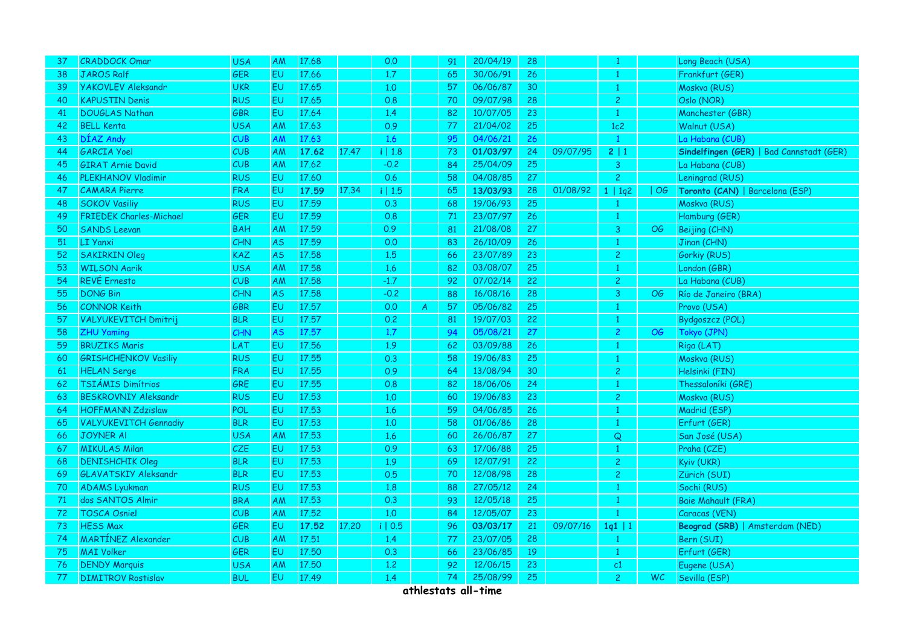| 37 | CRADDOCK Omar | USA | AM | 17.68 | | 0.0 | | 91 | 20/04/19 | 28 | | 1 | | Long Beach (USA) |
|---|---|---|---|---|---|---|---|---|---|---|---|---|---|---|
| 38 | JAROS Ralf | GER | EU | 17.66 | | 1.7 | | 65 | 30/06/91 | 26 | | 1 | | Frankfurt (GER) |
| 39 | YAKOVLEV Aleksandr | UKR | EU | 17.65 | | 1.0 | | 57 | 06/06/87 | 30 | | 1 | | Moskva (RUS) |
| 40 | KAPUSTIN Denis | RUS | EU | 17.65 | | 0.8 | | 70 | 09/07/98 | 28 | | 2 | | Oslo (NOR) |
| 41 | DOUGLAS Nathan | GBR | EU | 17.64 | | 1.4 | | 82 | 10/07/05 | 23 | | 1 | | Manchester (GBR) |
| 42 | BELL Kenta | USA | AM | 17.63 | | 0.9 | | 77 | 21/04/02 | 25 | | 1c2 | | Walnut (USA) |
| 43 | DÍAZ Andy | CUB | AM | 17.63 | | 1.6 | | 95 | 04/06/21 | 26 | | 1 | | La Habana (CUB) |
| 44 | GARCIA Yoel | CUB | AM | **17.62** | 17.47 | i \| 1.8 | | 73 | **01/03/97** | 24 | 09/07/95 | **2** \| 1 | | **Sindelfingen (GER)** \| Bad Cannstadt (GER) |
| 45 | GIRAT Arnie David | CUB | AM | 17.62 | | -0.2 | | 84 | 25/04/09 | 25 | | 3 | | La Habana (CUB) |
| 46 | PLEKHANOV Vladimir | RUS | EU | 17.60 | | 0.6 | | 58 | 04/08/85 | 27 | | 2 | | Leningrad (RUS) |
| 47 | CAMARA Pierre | FRA | EU | **17.59** | 17.34 | i \| 1.5 | | 65 | **13/03/93** | 28 | 01/08/92 | **1** \| 1q2 | \| OG | **Toronto (CAN)** \| Barcelona (ESP) |
| 48 | SOKOV Vasiliy | RUS | EU | 17.59 | | 0.3 | | 68 | 19/06/93 | 25 | | 1 | | Moskva (RUS) |
| 49 | FRIEDEK Charles-Michael | GER | EU | 17.59 | | 0.8 | | 71 | 23/07/97 | 26 | | 1 | | Hamburg (GER) |
| 50 | SANDS Leevan | BAH | AM | 17.59 | | 0.9 | | 81 | 21/08/08 | 27 | | 3 | OG | Beijing (CHN) |
| 51 | LI Yanxi | CHN | AS | 17.59 | | 0.0 | | 83 | 26/10/09 | 26 | | 1 | | Jinan (CHN) |
| 52 | SAKIRKIN Oleg | KAZ | AS | 17.58 | | 1.5 | | 66 | 23/07/89 | 23 | | 2 | | Gorkiy (RUS) |
| 53 | WILSON Aarik | USA | AM | 17.58 | | 1.6 | | 82 | 03/08/07 | 25 | | 1 | | London (GBR) |
| 54 | REVÉ Ernesto | CUB | AM | 17.58 | | -1.7 | | 92 | 07/02/14 | 22 | | 2 | | La Habana (CUB) |
| 55 | DONG Bin | CHN | AS | 17.58 | | -0.2 | | 88 | 16/08/16 | 28 | | 3 | OG | Río de Janeiro (BRA) |
| 56 | CONNOR Keith | GBR | EU | 17.57 | | 0.0 | A | 57 | 05/06/82 | 25 | | 1 | | Provo (USA) |
| 57 | VALYUKEVITCH Dmitrij | BLR | EU | 17.57 | | 0.2 | | 81 | 19/07/03 | 22 | | 1 | | Bydgoszcz (POL) |
| 58 | ZHU Yaming | CHN | AS | 17.57 | | 1.7 | | 94 | 05/08/21 | 27 | | 2 | OG | Tokyo (JPN) |
| 59 | BRUZIKS Maris | LAT | EU | 17.56 | | 1.9 | | 62 | 03/09/88 | 26 | | 1 | | Riga (LAT) |
| 60 | GRISHCHENKOV Vasiliy | RUS | EU | 17.55 | | 0.3 | | 58 | 19/06/83 | 25 | | 1 | | Moskva (RUS) |
| 61 | HELAN Serge | FRA | EU | 17.55 | | 0.9 | | 64 | 13/08/94 | 30 | | 2 | | Helsinki (FIN) |
| 62 | TSIÁMIS Dimítrios | GRE | EU | 17.55 | | 0.8 | | 82 | 18/06/06 | 24 | | 1 | | Thessaloníki (GRE) |
| 63 | BESKROVNIY Aleksandr | RUS | EU | 17.53 | | 1.0 | | 60 | 19/06/83 | 23 | | 2 | | Moskva (RUS) |
| 64 | HOFFMANN Zdzislaw | POL | EU | 17.53 | | 1.6 | | 59 | 04/06/85 | 26 | | 1 | | Madrid (ESP) |
| 65 | VALYUKEVITCH Gennadiy | BLR | EU | 17.53 | | 1.0 | | 58 | 01/06/86 | 28 | | 1 | | Erfurt (GER) |
| 66 | JOYNER Al | USA | AM | 17.53 | | 1.6 | | 60 | 26/06/87 | 27 | | Q | | San José (USA) |
| 67 | MIKULAS Milan | CZE | EU | 17.53 | | 0.9 | | 63 | 17/06/88 | 25 | | 1 | | Praha (CZE) |
| 68 | DENISHCHIK Oleg | BLR | EU | 17.53 | | 1.9 | | 69 | 12/07/91 | 22 | | 2 | | Kyiv (UKR) |
| 69 | GLAVATSKIY Aleksandr | BLR | EU | 17.53 | | 0.5 | | 70 | 12/08/98 | 28 | | 2 | | Zürich (SUI) |
| 70 | ADAMS Lyukman | RUS | EU | 17.53 | | 1.8 | | 88 | 27/05/12 | 24 | | 1 | | Sochi (RUS) |
| 71 | dos SANTOS Almir | BRA | AM | 17.53 | | 0.3 | | 93 | 12/05/18 | 25 | | 1 | | Baie Mahault (FRA) |
| 72 | TOSCA Osniel | CUB | AM | 17.52 | | 1.0 | | 84 | 12/05/07 | 23 | | 1 | | Caracas (VEN) |
| 73 | HESS Max | GER | EU | **17.52** | 17.20 | i \| 0.5 | | 96 | **03/03/17** | 21 | 09/07/16 | **1q1** \| 1 | | **Beograd (SRB)** \| Amsterdam (NED) |
| 74 | MARTÍNEZ Alexander | CUB | AM | 17.51 | | 1.4 | | 77 | 23/07/05 | 28 | | 1 | | Bern (SUI) |
| 75 | MAI Volker | GER | EU | 17.50 | | 0.3 | | 66 | 23/06/85 | 19 | | 1 | | Erfurt (GER) |
| 76 | DENDY Marquis | USA | AM | 17.50 | | 1.2 | | 92 | 12/06/15 | 23 | | c1 | | Eugene (USA) |
| 77 | DIMITROV Rostislav | BUL | EU | 17.49 | | 1.4 | | 74 | 25/08/99 | 25 | | 2 | WC | Sevilla (ESP) |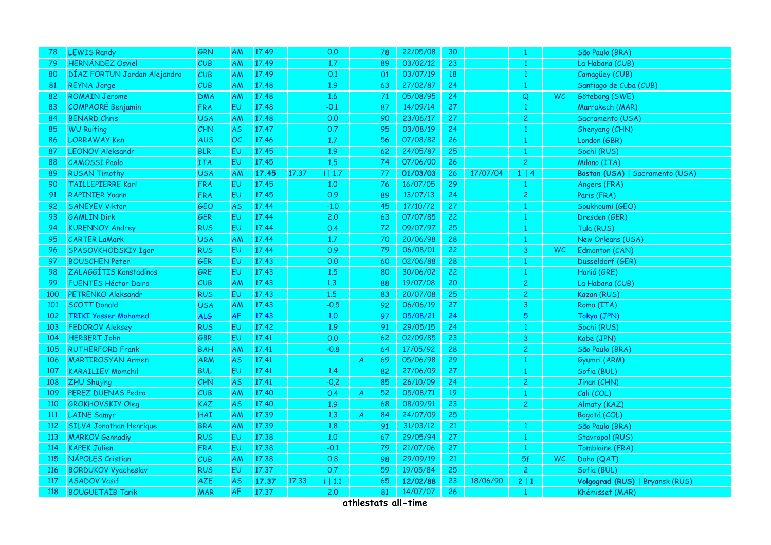| 78 | LEWIS Randy | GRN | AM | 17.49 | | 0.0 | | 78 | 22/05/08 | 30 | | 1 | | São Paulo (BRA) |
|---|---|---|---|---|---|---|---|---|---|---|---|---|---|---|
| 79 | HERNÁNDEZ Osviel | CUB | AM | 17.49 | | 1.7 | | 89 | 03/02/12 | 23 | | 1 | | La Habana (CUB) |
| 80 | DÍAZ FORTUN Jordan Alejandro | CUB | AM | 17.49 | | 0.1 | | 01 | 03/07/19 | 18 | | 1 | | Camagüey (CUB) |
| 81 | REYNA Jorge | CUB | AM | 17.48 | | 1.9 | | 63 | 27/02/87 | 24 | | 1 | | Santiago de Cuba (CUB) |
| 82 | ROMAIN Jerome | DMA | AM | 17.48 | | 1.6 | | 71 | 05/08/95 | 24 | | Q | WC | Göteborg (SWE) |
| 83 | COMPAORÉ Benjamin | FRA | EU | 17.48 | | -0.1 | | 87 | 14/09/14 | 27 | | 1 | | Marrakech (MAR) |
| 84 | BENARD Chris | USA | AM | 17.48 | | 0.0 | | 90 | 23/06/17 | 27 | | 2 | | Sacramento (USA) |
| 85 | WU Ruiting | CHN | AS | 17.47 | | 0.7 | | 95 | 03/08/19 | 24 | | 1 | | Shenyang (CHN) |
| 86 | LORRAWAY Ken | AUS | OC | 17.46 | | 1.7 | | 56 | 07/08/82 | 26 | | 1 | | London (GBR) |
| 87 | LEONOV Aleksandr | BLR | EU | 17.45 | | 1.9 | | 62 | 24/05/87 | 25 | | 1 | | Sochi (RUS) |
| 88 | CAMOSSI Paolo | ITA | EU | 17.45 | | 1.5 | | 74 | 07/06/00 | 26 | | 2 | | Milano (ITA) |
| 89 | RUSAN Timothy | USA | AM | **17.45** | 17.37 | i \| 1.7 | | 77 | **01/03/03** | 26 | 17/07/04 | 1 \| 4 | | **Boston (USA)** \| Sacramento (USA) |
| 90 | TAILLEPIERRE Karl | FRA | EU | 17.45 | | 1.0 | | 76 | 16/07/05 | 29 | | 1 | | Angers (FRA) |
| 91 | RAPINIER Yoann | FRA | EU | 17.45 | | 0.9 | | 89 | 13/07/13 | 24 | | 2 | | Paris (FRA) |
| 92 | SANEYEV Viktor | GEO | AS | 17.44 | | -1.0 | | 45 | 17/10/72 | 27 | | 1 | | Soukhoumi (GEO) |
| 93 | GAMLIN Dirk | GER | EU | 17.44 | | 2.0 | | 63 | 07/07/85 | 22 | | 1 | | Dresden (GER) |
| 94 | KURENNOY Andrey | RUS | EU | 17.44 | | 0.4 | | 72 | 09/07/97 | 25 | | 1 | | Tula (RUS) |
| 95 | CARTER LaMark | USA | AM | 17.44 | | 1.7 | | 70 | 20/06/98 | 28 | | 1 | | New Orleans (USA) |
| 96 | SPASOVKHODSKIY Igor | RUS | EU | 17.44 | | 0.9 | | 79 | 06/08/01 | 22 | | 3 | WC | Edmonton (CAN) |
| 97 | BOUSCHEN Peter | GER | EU | 17.43 | | 0.0 | | 60 | 02/06/88 | 28 | | 1 | | Düsseldorf (GER) |
| 98 | ZALAGGÍTIS Konstadínos | GRE | EU | 17.43 | | 1.5 | | 80 | 30/06/02 | 22 | | 1 | | Haniá (GRE) |
| 99 | FUENTES Héctor Dairo | CUB | AM | 17.43 | | 1.3 | | 88 | 19/07/08 | 20 | | 2 | | La Habana (CUB) |
| 100 | PETRENKO Aleksandr | RUS | EU | 17.43 | | 1.5 | | 83 | 20/07/08 | 25 | | 2 | | Kazan (RUS) |
| 101 | SCOTT Donald | USA | AM | 17.43 | | -0.5 | | 92 | 06/06/19 | 27 | | 3 | | Roma (ITA) |
| 102 | TRIKI Yasser Mohamed | ALG | AF | 17.43 | | 1.0 | | 97 | 05/08/21 | 24 | | 5 | | Tokyo (JPN) |
| 103 | FEDOROV Aleksey | RUS | EU | 17.42 | | 1.9 | | 91 | 29/05/15 | 24 | | 1 | | Sochi (RUS) |
| 104 | HERBERT John | GBR | EU | 17.41 | | 0.0 | | 62 | 02/09/85 | 23 | | 3 | | Kobe (JPN) |
| 105 | RUTHERFORD Frank | BAH | AM | 17.41 | | -0.8 | | 64 | 17/05/92 | 28 | | 2 | | São Paulo (BRA) |
| 106 | MARTIROSYAN Armen | ARM | AS | 17.41 | | | A | 69 | 05/06/98 | 29 | | 1 | | Gyumri (ARM) |
| 107 | KARAILIEV Momchil | BUL | EU | 17.41 | | 1.4 | | 82 | 27/06/09 | 27 | | 1 | | Sofia (BUL) |
| 108 | ZHU Shujing | CHN | AS | 17.41 | | -0,2 | | 85 | 26/10/09 | 24 | | 2 | | Jinan (CHN) |
| 109 | PEREZ DUENAS Pedro | CUB | AM | 17.40 | | 0.4 | A | 52 | 05/08/71 | 19 | | 1 | | Cali (COL) |
| 110 | GROKHOVSKIY Oleg | KAZ | AS | 17.40 | | 1.9 | | 68 | 08/09/91 | 23 | | 2 | | Almaty (KAZ) |
| 111 | LAINE Samyr | HAI | AM | 17.39 | | 1.3 | A | 84 | 24/07/09 | 25 | | | | Bogotá (COL) |
| 112 | SILVA Jonathan Henrique | BRA | AM | 17.39 | | 1.8 | | 91 | 31/03/12 | 21 | | 1 | | São Paulo (BRA) |
| 113 | MARKOV Gennadiy | RUS | EU | 17.38 | | 1.0 | | 67 | 29/05/94 | 27 | | 1 | | Stavropol (RUS) |
| 114 | KAPEK Julien | FRA | EU | 17.38 | | -0.1 | | 79 | 21/07/06 | 27 | | 1 | | Tomblaine (FRA) |
| 115 | NÁPOLES Cristian | CUB | AM | 17.38 | | 0.8 | | 98 | 29/09/19 | 21 | | 5f | WC | Doha (QAT) |
| 116 | BORDUKOV Vyacheslav | RUS | EU | 17.37 | | 0.7 | | 59 | 19/05/84 | 25 | | 2 | | Sofia (BUL) |
| 117 | ASADOV Vasif | AZE | AS | **17.37** | 17.33 | i \| 1.1 | | 65 | **12/02/88** | 23 | 18/06/90 | 2 \| 1 | | **Volgograd (RUS)** \| Bryansk (RUS) |
| 118 | BOUGUETAÏB Tarik | MAR | AF | 17.37 | | 2.0 | | 81 | 14/07/07 | 26 | | 1 | | Khémisset (MAR) |

athlestats all-time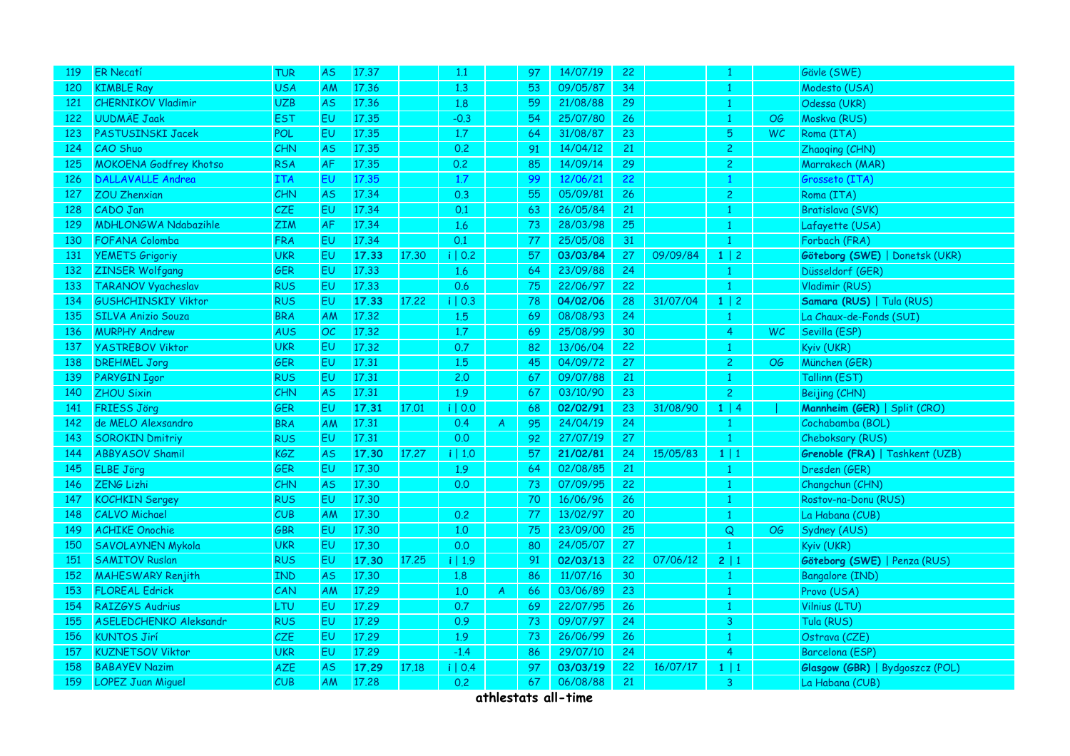| 119 | ER Necatí | TUR | AS | 17.37 | | 1.1 | | 97 | 14/07/19 | 22 | | 1 | | Gävle (SWE) |
|---|---|---|---|---|---|---|---|---|---|---|---|---|---|---|
| 120 | KIMBLE Ray | USA | AM | 17.36 | | 1.3 | | 53 | 09/05/87 | 34 | | 1 | | Modesto (USA) |
| 121 | CHERNIKOV Vladimir | UZB | AS | 17.36 | | 1.8 | | 59 | 21/08/88 | 29 | | 1 | | Odessa (UKR) |
| 122 | UUDMÄE Jaak | EST | EU | 17.35 | | -0.3 | | 54 | 25/07/80 | 26 | | 1 | OG | Moskva (RUS) |
| 123 | PASTUSINSKI Jacek | POL | EU | 17.35 | | 1.7 | | 64 | 31/08/87 | 23 | | 5 | WC | Roma (ITA) |
| 124 | CAO Shuo | CHN | AS | 17.35 | | 0.2 | | 91 | 14/04/12 | 21 | | 2 | | Zhaoqing (CHN) |
| 125 | MOKOENA Godfrey Khotso | RSA | AF | 17.35 | | 0.2 | | 85 | 14/09/14 | 29 | | 2 | | Marrakech (MAR) |
| 126 | DALLAVALLE Andrea | ITA | EU | 17.35 | | 1.7 | | 99 | 12/06/21 | 22 | | 1 | | Grosseto (ITA) |
| 127 | ZOU Zhenxian | CHN | AS | 17.34 | | 0.3 | | 55 | 05/09/81 | 26 | | 2 | | Roma (ITA) |
| 128 | CADO Jan | CZE | EU | 17.34 | | 0.1 | | 63 | 26/05/84 | 21 | | 1 | | Bratislava (SVK) |
| 129 | MDHLONGWA Ndabazihle | ZIM | AF | 17.34 | | 1.6 | | 73 | 28/03/98 | 25 | | 1 | | Lafayette (USA) |
| 130 | FOFANA Colomba | FRA | EU | 17.34 | | 0.1 | | 77 | 25/05/08 | 31 | | 1 | | Forbach (FRA) |
| 131 | YEMETS Grigoriy | UKR | EU | **17.33** | 17.30 | i \| 0.2 | | 57 | **03/03/84** | 27 | 09/09/84 | **1** \| 2 | | **Göteborg (SWE)** \| Donetsk (UKR) |
| 132 | ZINSER Wolfgang | GER | EU | 17.33 | | 1.6 | | 64 | 23/09/88 | 24 | | 1 | | Düsseldorf (GER) |
| 133 | TARANOV Vyacheslav | RUS | EU | 17.33 | | 0.6 | | 75 | 22/06/97 | 22 | | 1 | | Vladimir (RUS) |
| 134 | GUSHCHINSKIY Viktor | RUS | EU | **17.33** | 17.22 | i \| 0.3 | | 78 | **04/02/06** | 28 | 31/07/04 | **1** \| 2 | | **Samara (RUS)** \| Tula (RUS) |
| 135 | SILVA Anizio Souza | BRA | AM | 17.32 | | 1.5 | | 69 | 08/08/93 | 24 | | 1 | | La Chaux-de-Fonds (SUI) |
| 136 | MURPHY Andrew | AUS | OC | 17.32 | | 1.7 | | 69 | 25/08/99 | 30 | | 4 | WC | Sevilla (ESP) |
| 137 | YASTREBOV Viktor | UKR | EU | 17.32 | | 0.7 | | 82 | 13/06/04 | 22 | | 1 | | Kyiv (UKR) |
| 138 | DREHMEL Jorg | GER | EU | 17.31 | | 1.5 | | 45 | 04/09/72 | 27 | | 2 | OG | München (GER) |
| 139 | PARYGIN Igor | RUS | EU | 17.31 | | 2.0 | | 67 | 09/07/88 | 21 | | 1 | | Tallinn (EST) |
| 140 | ZHOU Sixin | CHN | AS | 17.31 | | 1.9 | | 67 | 03/10/90 | 23 | | 2 | | Beijing (CHN) |
| 141 | FRIESS Jörg | GER | EU | **17.31** | 17.01 | i \| 0.0 | | 68 | **02/02/91** | 23 | 31/08/90 | **1** \| 4 | \| | **Mannheim (GER)** \| Split (CRO) |
| 142 | de MELO Alexsandro | BRA | AM | 17.31 | | 0.4 | A | 95 | 24/04/19 | 24 | | 1 | | Cochabamba (BOL) |
| 143 | SOROKIN Dmitriy | RUS | EU | 17.31 | | 0.0 | | 92 | 27/07/19 | 27 | | 1 | | Cheboksary (RUS) |
| 144 | ABBYASOV Shamil | KGZ | AS | **17.30** | 17.27 | i \| 1.0 | | 57 | **21/02/81** | 24 | 15/05/83 | **1** \| 1 | | **Grenoble (FRA)** \| Tashkent (UZB) |
| 145 | ELBE Jörg | GER | EU | 17.30 | | 1.9 | | 64 | 02/08/85 | 21 | | 1 | | Dresden (GER) |
| 146 | ZENG Lizhi | CHN | AS | 17.30 | | 0.0 | | 73 | 07/09/95 | 22 | | 1 | | Changchun (CHN) |
| 147 | KOCHKIN Sergey | RUS | EU | 17.30 | | | | 70 | 16/06/96 | 26 | | 1 | | Rostov-na-Donu (RUS) |
| 148 | CALVO Michael | CUB | AM | 17.30 | | 0.2 | | 77 | 13/02/97 | 20 | | 1 | | La Habana (CUB) |
| 149 | ACHIKE Onochie | GBR | EU | 17.30 | | 1.0 | | 75 | 23/09/00 | 25 | | Q | OG | Sydney (AUS) |
| 150 | SAVOLAYNEN Mykola | UKR | EU | 17.30 | | 0.0 | | 80 | 24/05/07 | 27 | | 1 | | Kyiv (UKR) |
| 151 | SAMITOV Ruslan | RUS | EU | **17.30** | 17.25 | i \| 1.9 | | 91 | **02/03/13** | 22 | 07/06/12 | **2** \| 1 | | **Göteborg (SWE)** \| Penza (RUS) |
| 152 | MAHESWARY Renjith | IND | AS | 17.30 | | 1.8 | | 86 | 11/07/16 | 30 | | 1 | | Bangalore (IND) |
| 153 | FLOREAL Edrick | CAN | AM | 17.29 | | 1.0 | A | 66 | 03/06/89 | 23 | | 1 | | Provo (USA) |
| 154 | RAIZGYS Audrius | LTU | EU | 17.29 | | 0.7 | | 69 | 22/07/95 | 26 | | 1 | | Vilnius (LTU) |
| 155 | ASELEDCHENKO Aleksandr | RUS | EU | 17.29 | | 0.9 | | 73 | 09/07/97 | 24 | | 3 | | Tula (RUS) |
| 156 | KUNTOS Jirí | CZE | EU | 17.29 | | 1.9 | | 73 | 26/06/99 | 26 | | 1 | | Ostrava (CZE) |
| 157 | KUZNETSOV Viktor | UKR | EU | 17.29 | | -1.4 | | 86 | 29/07/10 | 24 | | 4 | | Barcelona (ESP) |
| 158 | BABAYEV Nazim | AZE | AS | **17.29** | 17.18 | i \| 0.4 | | 97 | **03/03/19** | 22 | 16/07/17 | **1** \| 1 | | **Glasgow (GBR)** \| Bydgoszcz (POL) |
| 159 | LOPEZ Juan Miguel | CUB | AM | 17.28 | | 0.2 | | 67 | 06/08/88 | 21 | | 3 | | La Habana (CUB) |

athlestats all-time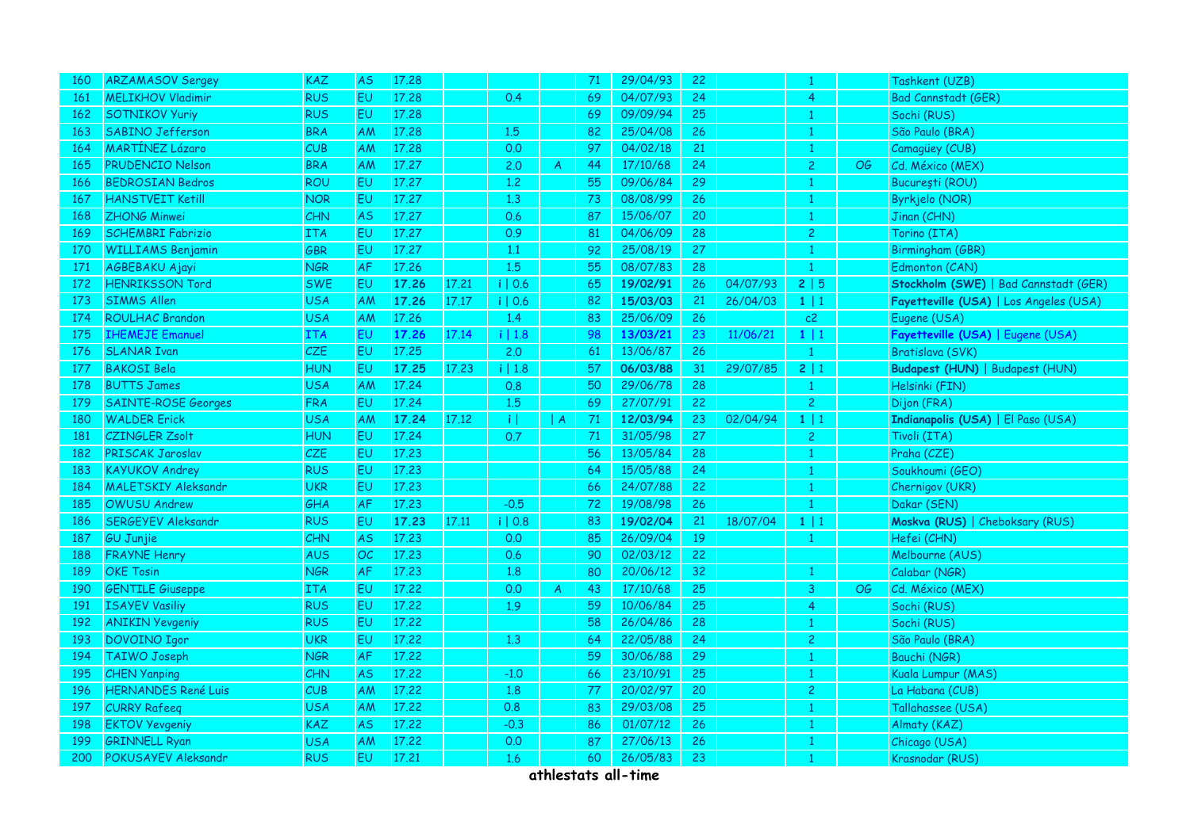| 160 | ARZAMASOV Sergey | KAZ | AS | 17.28 | | | | 71 | 29/04/93 | 22 | | 1 | | Tashkent (UZB) |
|---|---|---|---|---|---|---|---|---|---|---|---|---|---|---|
| 161 | MELIKHOV Vladimir | RUS | EU | 17.28 | | 0.4 | | 69 | 04/07/93 | 24 | | 4 | | Bad Cannstadt (GER) |
| 162 | SOTNIKOV Yuriy | RUS | EU | 17.28 | | | | 69 | 09/09/94 | 25 | | 1 | | Sochi (RUS) |
| 163 | SABINO Jefferson | BRA | AM | 17.28 | | 1.5 | | 82 | 25/04/08 | 26 | | 1 | | São Paulo (BRA) |
| 164 | MARTÍNEZ Lázaro | CUB | AM | 17.28 | | 0.0 | | 97 | 04/02/18 | 21 | | 1 | | Camagüey (CUB) |
| 165 | PRUDENCIO Nelson | BRA | AM | 17.27 | | 2.0 | A | 44 | 17/10/68 | 24 | | 2 | OG | Cd. México (MEX) |
| 166 | BEDROSIAN Bedros | ROU | EU | 17.27 | | 1.2 | | 55 | 09/06/84 | 29 | | 1 | | Bucureşti (ROU) |
| 167 | HANSTVEIT Ketill | NOR | EU | 17.27 | | 1.3 | | 73 | 08/08/99 | 26 | | 1 | | Byrkjelo (NOR) |
| 168 | ZHONG Minwei | CHN | AS | 17.27 | | 0.6 | | 87 | 15/06/07 | 20 | | 1 | | Jinan (CHN) |
| 169 | SCHEMBRI Fabrizio | ITA | EU | 17.27 | | 0.9 | | 81 | 04/06/09 | 28 | | 2 | | Torino (ITA) |
| 170 | WILLIAMS Benjamin | GBR | EU | 17.27 | | 1.1 | | 92 | 25/08/19 | 27 | | 1 | | Birmingham (GBR) |
| 171 | AGBEBAKU Ajayi | NGR | AF | 17.26 | | 1.5 | | 55 | 08/07/83 | 28 | | 1 | | Edmonton (CAN) |
| 172 | HENRIKSSON Tord | SWE | EU | **17.26** | 17.21 | i \| 0.6 | | 65 | **19/02/91** | 26 | 04/07/93 | **2** \| 5 | | **Stockholm (SWE)** \| Bad Cannstadt (GER) |
| 173 | SIMMS Allen | USA | AM | **17.26** | 17.17 | i \| 0.6 | | 82 | **15/03/03** | 21 | 26/04/03 | **1** \| 1 | | **Fayetteville (USA)** \| Los Angeles (USA) |
| 174 | ROULHAC Brandon | USA | AM | 17.26 | | 1.4 | | 83 | 25/06/09 | 26 | | c2 | | Eugene (USA) |
| 175 | IHEMEJE Emanuel | ITA | EU | **17.26** | 17.14 | i \| 1.8 | | 98 | **13/03/21** | 23 | 11/06/21 | **1** \| 1 | | **Fayetteville (USA)** \| Eugene (USA) |
| 176 | SLANAR Ivan | CZE | EU | 17.25 | | 2.0 | | 61 | 13/06/87 | 26 | | 1 | | Bratislava (SVK) |
| 177 | BAKOSI Bela | HUN | EU | **17.25** | 17.23 | i \| 1.8 | | 57 | **06/03/88** | 31 | 29/07/85 | **2** \| 1 | | **Budapest (HUN)** \| Budapest (HUN) |
| 178 | BUTTS James | USA | AM | 17.24 | | 0.8 | | 50 | 29/06/78 | 28 | | 1 | | Helsinki (FIN) |
| 179 | SAINTE-ROSE Georges | FRA | EU | 17.24 | | 1.5 | | 69 | 27/07/91 | 22 | | 2 | | Dijon (FRA) |
| 180 | WALDER Erick | USA | AM | **17.24** | 17.12 | i \| | \| A | 71 | **12/03/94** | 23 | 02/04/94 | **1** \| 1 | | **Indianapolis (USA)** \| El Paso (USA) |
| 181 | CZINGLER Zsolt | HUN | EU | 17.24 | | 0.7 | | 71 | 31/05/98 | 27 | | 2 | | Tivoli (ITA) |
| 182 | PRISCAK Jaroslav | CZE | EU | 17.23 | | | | 56 | 13/05/84 | 28 | | 1 | | Praha (CZE) |
| 183 | KAYUKOV Andrey | RUS | EU | 17.23 | | | | 64 | 15/05/88 | 24 | | 1 | | Soukhoumi (GEO) |
| 184 | MALETSKIY Aleksandr | UKR | EU | 17.23 | | | | 66 | 24/07/88 | 22 | | 1 | | Chernigov (UKR) |
| 185 | OWUSU Andrew | GHA | AF | 17.23 | | -0.5 | | 72 | 19/08/98 | 26 | | 1 | | Dakar (SEN) |
| 186 | SERGEYEV Aleksandr | RUS | EU | **17.23** | 17.11 | i \| 0.8 | | 83 | **19/02/04** | 21 | 18/07/04 | **1** \| 1 | | **Moskva (RUS)** \| Cheboksary (RUS) |
| 187 | GU Junjie | CHN | AS | 17.23 | | 0.0 | | 85 | 26/09/04 | 19 | | 1 | | Hefei (CHN) |
| 188 | FRAYNE Henry | AUS | OC | 17.23 | | 0.6 | | 90 | 02/03/12 | 22 | | | | Melbourne (AUS) |
| 189 | OKE Tosin | NGR | AF | 17.23 | | 1.8 | | 80 | 20/06/12 | 32 | | 1 | | Calabar (NGR) |
| 190 | GENTILE Giuseppe | ITA | EU | 17.22 | | 0.0 | A | 43 | 17/10/68 | 25 | | 3 | OG | Cd. México (MEX) |
| 191 | ISAYEV Vasiliy | RUS | EU | 17.22 | | 1.9 | | 59 | 10/06/84 | 25 | | 4 | | Sochi (RUS) |
| 192 | ANIKIN Yevgeniy | RUS | EU | 17.22 | | | | 58 | 26/04/86 | 28 | | 1 | | Sochi (RUS) |
| 193 | DOVOINO Igor | UKR | EU | 17.22 | | 1.3 | | 64 | 22/05/88 | 24 | | 2 | | São Paulo (BRA) |
| 194 | TAIWO Joseph | NGR | AF | 17.22 | | | | 59 | 30/06/88 | 29 | | 1 | | Bauchi (NGR) |
| 195 | CHEN Yanping | CHN | AS | 17.22 | | -1.0 | | 66 | 23/10/91 | 25 | | 1 | | Kuala Lumpur (MAS) |
| 196 | HERNANDES René Luis | CUB | AM | 17.22 | | 1.8 | | 77 | 20/02/97 | 20 | | 2 | | La Habana (CUB) |
| 197 | CURRY Rafeeq | USA | AM | 17.22 | | 0.8 | | 83 | 29/03/08 | 25 | | 1 | | Tallahassee (USA) |
| 198 | EKTOV Yevgeniy | KAZ | AS | 17.22 | | -0.3 | | 86 | 01/07/12 | 26 | | 1 | | Almaty (KAZ) |
| 199 | GRINNELL Ryan | USA | AM | 17.22 | | 0.0 | | 87 | 27/06/13 | 26 | | 1 | | Chicago (USA) |
| 200 | POKUSAYEV Aleksandr | RUS | EU | 17.21 | | 1.6 | | 60 | 26/05/83 | 23 | | 1 | | Krasnodar (RUS) |

**athlestats all-time**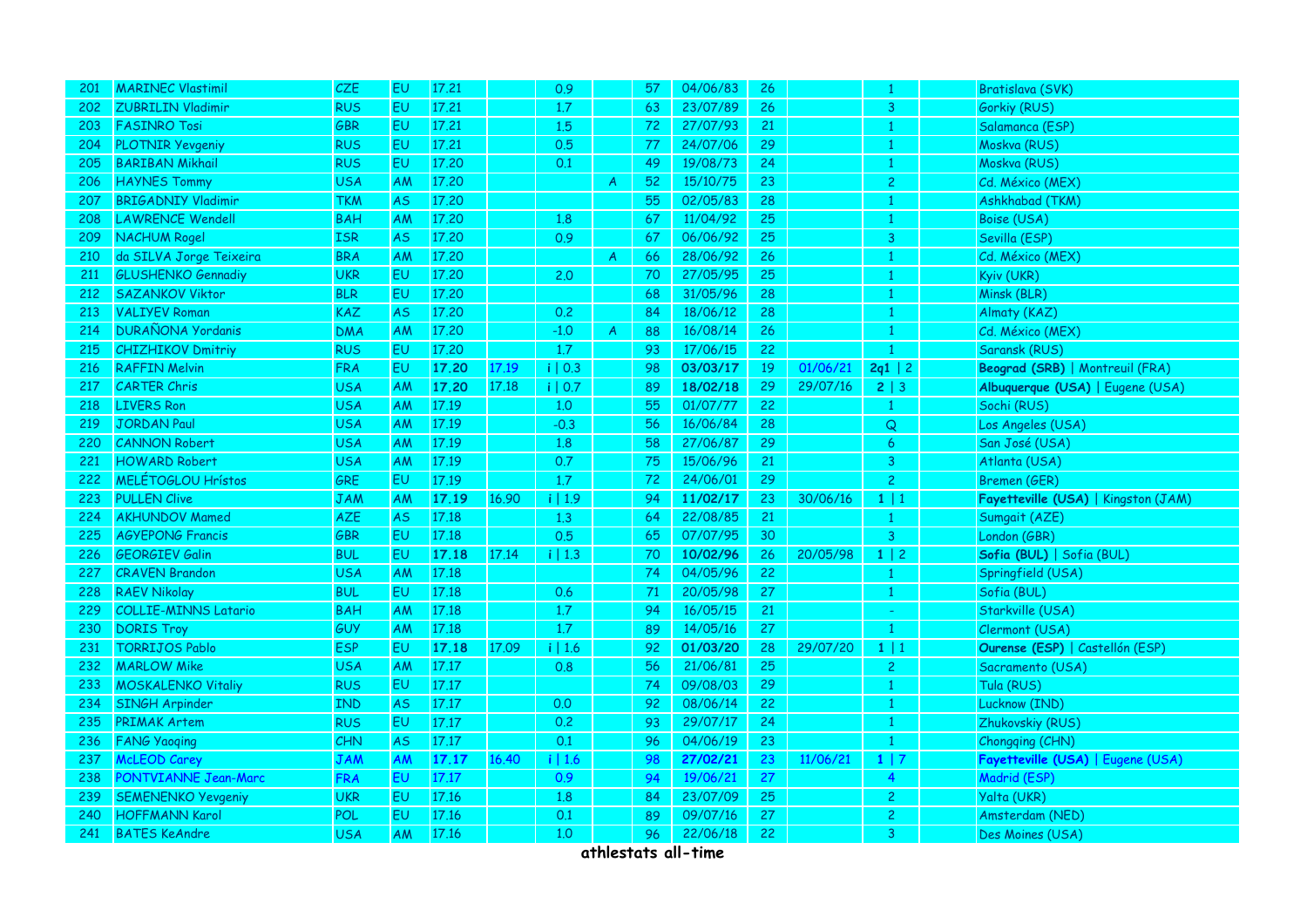| 201 | MARINEC Vlastimil | CZE | EU | 17.21 | | 0.9 | | 57 | 04/06/83 | 26 | | 1 | | Bratislava (SVK) |
|---|---|---|---|---|---|---|---|---|---|---|---|---|---|---|
| 202 | ZUBRILIN Vladimir | RUS | EU | 17.21 | | 1.7 | | 63 | 23/07/89 | 26 | | 3 | | Gorkiy (RUS) |
| 203 | FASINRO Tosi | GBR | EU | 17.21 | | 1.5 | | 72 | 27/07/93 | 21 | | 1 | | Salamanca (ESP) |
| 204 | PLOTNIR Yevgeniy | RUS | EU | 17.21 | | 0.5 | | 77 | 24/07/06 | 29 | | 1 | | Moskva (RUS) |
| 205 | BARIBAN Mikhail | RUS | EU | 17.20 | | 0.1 | | 49 | 19/08/73 | 24 | | 1 | | Moskva (RUS) |
| 206 | HAYNES Tommy | USA | AM | 17.20 | | | A | 52 | 15/10/75 | 23 | | 2 | | Cd. México (MEX) |
| 207 | BRIGADNIY Vladimir | TKM | AS | 17.20 | | | | 55 | 02/05/83 | 28 | | 1 | | Ashkhabad (TKM) |
| 208 | LAWRENCE Wendell | BAH | AM | 17.20 | | 1.8 | | 67 | 11/04/92 | 25 | | 1 | | Boise (USA) |
| 209 | NACHUM Rogel | ISR | AS | 17.20 | | 0.9 | | 67 | 06/06/92 | 25 | | 3 | | Sevilla (ESP) |
| 210 | da SILVA Jorge Teixeira | BRA | AM | 17.20 | | | A | 66 | 28/06/92 | 26 | | 1 | | Cd. México (MEX) |
| 211 | GLUSHENKO Gennadiy | UKR | EU | 17.20 | | 2.0 | | 70 | 27/05/95 | 25 | | 1 | | Kyiv (UKR) |
| 212 | SAZANKOV Viktor | BLR | EU | 17.20 | | | | 68 | 31/05/96 | 28 | | 1 | | Minsk (BLR) |
| 213 | VALIYEV Roman | KAZ | AS | 17.20 | | 0.2 | | 84 | 18/06/12 | 28 | | 1 | | Almaty (KAZ) |
| 214 | DURAÑONA Yordanis | DMA | AM | 17.20 | | -1.0 | A | 88 | 16/08/14 | 26 | | 1 | | Cd. México (MEX) |
| 215 | CHIZHIKOV Dmitriy | RUS | EU | 17.20 | | 1.7 | | 93 | 17/06/15 | 22 | | 1 | | Saransk (RUS) |
| 216 | RAFFIN Melvin | FRA | EU | **17.20** | 17.19 | i \| 0.3 | | 98 | **03/03/17** | 19 | 01/06/21 | **2q1** \| 2 | | **Beograd (SRB)** \| Montreuil (FRA) |
| 217 | CARTER Chris | USA | AM | **17.20** | 17.18 | i \| 0.7 | | 89 | **18/02/18** | 29 | 29/07/16 | **2** \| 3 | | **Albuquerque (USA)** \| Eugene (USA) |
| 218 | LIVERS Ron | USA | AM | 17.19 | | 1.0 | | 55 | 01/07/77 | 22 | | 1 | | Sochi (RUS) |
| 219 | JORDAN Paul | USA | AM | 17.19 | | -0.3 | | 56 | 16/06/84 | 28 | | Q | | Los Angeles (USA) |
| 220 | CANNON Robert | USA | AM | 17.19 | | 1.8 | | 58 | 27/06/87 | 29 | | 6 | | San José (USA) |
| 221 | HOWARD Robert | USA | AM | 17.19 | | 0.7 | | 75 | 15/06/96 | 21 | | 3 | | Atlanta (USA) |
| 222 | MELÉTOGLOU Hrístos | GRE | EU | 17.19 | | 1.7 | | 72 | 24/06/01 | 29 | | 2 | | Bremen (GER) |
| 223 | PULLEN Clive | JAM | AM | **17.19** | 16.90 | i \| 1.9 | | 94 | **11/02/17** | 23 | 30/06/16 | **1** \| 1 | | **Fayetteville (USA)** \| Kingston (JAM) |
| 224 | AKHUNDOV Mamed | AZE | AS | 17.18 | | 1.3 | | 64 | 22/08/85 | 21 | | 1 | | Sumgait (AZE) |
| 225 | AGYEPONG Francis | GBR | EU | 17.18 | | 0.5 | | 65 | 07/07/95 | 30 | | 3 | | London (GBR) |
| 226 | GEORGIEV Galin | BUL | EU | **17.18** | 17.14 | i \| 1.3 | | 70 | **10/02/96** | 26 | 20/05/98 | **1** \| 2 | | **Sofia (BUL)** \| Sofia (BUL) |
| 227 | CRAVEN Brandon | USA | AM | 17.18 | | | | 74 | 04/05/96 | 22 | | 1 | | Springfield (USA) |
| 228 | RAEV Nikolay | BUL | EU | 17.18 | | 0.6 | | 71 | 20/05/98 | 27 | | 1 | | Sofia (BUL) |
| 229 | COLLIE-MINNS Latario | BAH | AM | 17.18 | | 1.7 | | 94 | 16/05/15 | 21 | | - | | Starkville (USA) |
| 230 | DORIS Troy | GUY | AM | 17.18 | | 1.7 | | 89 | 14/05/16 | 27 | | 1 | | Clermont (USA) |
| 231 | TORRIJOS Pablo | ESP | EU | **17.18** | 17.09 | i \| 1.6 | | 92 | **01/03/20** | 28 | 29/07/20 | **1** \| 1 | | **Ourense (ESP)** \| Castellón (ESP) |
| 232 | MARLOW Mike | USA | AM | 17.17 | | 0.8 | | 56 | 21/06/81 | 25 | | 2 | | Sacramento (USA) |
| 233 | MOSKALENKO Vitaliy | RUS | EU | 17.17 | | | | 74 | 09/08/03 | 29 | | 1 | | Tula (RUS) |
| 234 | SINGH Arpinder | IND | AS | 17.17 | | 0.0 | | 92 | 08/06/14 | 22 | | 1 | | Lucknow (IND) |
| 235 | PRIMAK Artem | RUS | EU | 17.17 | | 0.2 | | 93 | 29/07/17 | 24 | | 1 | | Zhukovskiy (RUS) |
| 236 | FANG Yaoqing | CHN | AS | 17.17 | | 0.1 | | 96 | 04/06/19 | 23 | | 1 | | Chongqing (CHN) |
| 237 | McLEOD Carey | JAM | AM | **17.17** | 16.40 | i \| 1.6 | | 98 | **27/02/21** | 23 | 11/06/21 | **1** \| 7 | | **Fayetteville (USA)** \| Eugene (USA) |
| 238 | PONTVIANNE Jean-Marc | FRA | EU | 17.17 | | 0.9 | | 94 | 19/06/21 | 27 | | 4 | | Madrid (ESP) |
| 239 | SEMENENKO Yevgeniy | UKR | EU | 17.16 | | 1.8 | | 84 | 23/07/09 | 25 | | 2 | | Yalta (UKR) |
| 240 | HOFFMANN Karol | POL | EU | 17.16 | | 0.1 | | 89 | 09/07/16 | 27 | | 2 | | Amsterdam (NED) |
| 241 | BATES KeAndre | USA | AM | 17.16 | | 1.0 | | 96 | 22/06/18 | 22 | | 3 | | Des Moines (USA) |

**athlestats all-time**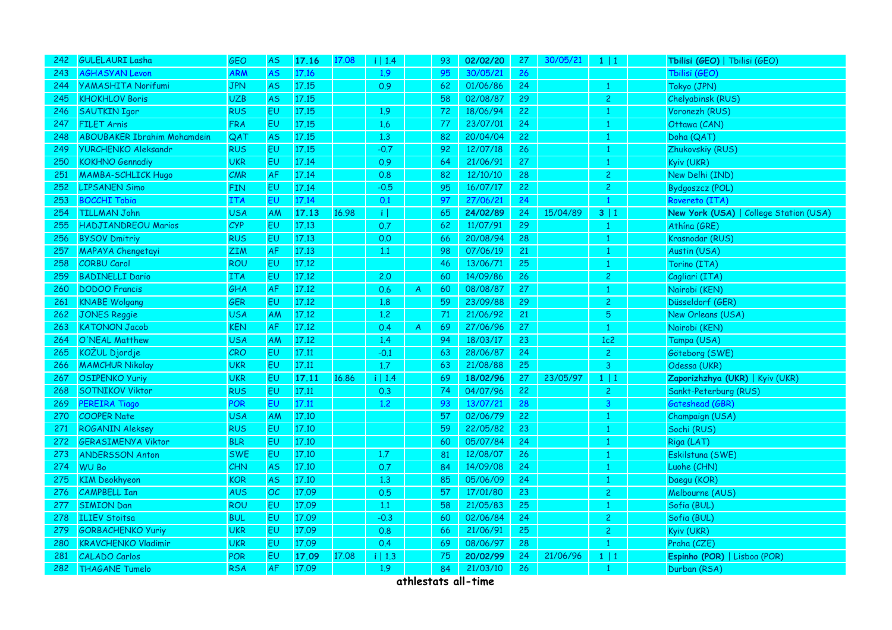| 242 | GULELAURI Lasha | GEO | AS | **17.16** | 17.08 | i \| 1.4 | | 93 | **02/02/20** | 27 | 30/05/21 | **1 \| 1** | | **Tbilisi (GEO)** \| Tbilisi (GEO) |
|---|---|---|---|---|---|---|---|---|---|---|---|---|---|---|
| 243 | AGHASYAN Levon | ARM | AS | 17.16 | | 1.9 | | 95 | 30/05/21 | 26 | | | | Tbilisi (GEO) |
| 244 | YAMASHITA Norifumi | JPN | AS | 17.15 | | 0.9 | | 62 | 01/06/86 | 24 | | 1 | | Tokyo (JPN) |
| 245 | KHOKHLOV Boris | UZB | AS | 17.15 | | | | 58 | 02/08/87 | 29 | | 2 | | Chelyabinsk (RUS) |
| 246 | SAUTKIN Igor | RUS | EU | 17.15 | | 1.9 | | 72 | 18/06/94 | 22 | | 1 | | Voronezh (RUS) |
| 247 | FILET Arnis | FRA | EU | 17.15 | | 1.6 | | 77 | 23/07/01 | 24 | | 1 | | Ottawa (CAN) |
| 248 | ABOUBAKER Ibrahim Mohamdein | QAT | AS | 17.15 | | 1.3 | | 82 | 20/04/04 | 22 | | 1 | | Doha (QAT) |
| 249 | YURCHENKO Aleksandr | RUS | EU | 17.15 | | -0.7 | | 92 | 12/07/18 | 26 | | 1 | | Zhukovskiy (RUS) |
| 250 | KOKHNO Gennadiy | UKR | EU | 17.14 | | 0.9 | | 64 | 21/06/91 | 27 | | 1 | | Kyiv (UKR) |
| 251 | MAMBA-SCHLICK Hugo | CMR | AF | 17.14 | | 0.8 | | 82 | 12/10/10 | 28 | | 2 | | New Delhi (IND) |
| 252 | LIPSANEN Simo | FIN | EU | 17.14 | | -0.5 | | 95 | 16/07/17 | 22 | | 2 | | Bydgoszcz (POL) |
| 253 | BOCCHI Tobia | ITA | EU | 17.14 | | 0.1 | | 97 | 27/06/21 | 24 | | 1 | | Rovereto (ITA) |
| 254 | TILLMAN John | USA | AM | **17.13** | 16.98 | i \| | | 65 | **24/02/89** | 24 | 15/04/89 | **3 \| 1** | | **New York (USA)** \| College Station (USA) |
| 255 | HADJIANDREOU Marios | CYP | EU | 17.13 | | 0.7 | | 62 | 11/07/91 | 29 | | 1 | | Athína (GRE) |
| 256 | BYSOV Dmitriy | RUS | EU | 17.13 | | 0.0 | | 66 | 20/08/94 | 28 | | 1 | | Krasnodar (RUS) |
| 257 | MAPAYA Chengetayi | ZIM | AF | 17.13 | | 1.1 | | 98 | 07/06/19 | 21 | | 1 | | Austin (USA) |
| 258 | CORBU Carol | ROU | EU | 17.12 | | | | 46 | 13/06/71 | 25 | | 1 | | Torino (ITA) |
| 259 | BADINELLI Dario | ITA | EU | 17.12 | | 2.0 | | 60 | 14/09/86 | 26 | | 2 | | Cagliari (ITA) |
| 260 | DODOO Francis | GHA | AF | 17.12 | | 0.6 | A | 60 | 08/08/87 | 27 | | 1 | | Nairobi (KEN) |
| 261 | KNABE Wolgang | GER | EU | 17.12 | | 1.8 | | 59 | 23/09/88 | 29 | | 2 | | Düsseldorf (GER) |
| 262 | JONES Reggie | USA | AM | 17.12 | | 1.2 | | 71 | 21/06/92 | 21 | | 5 | | New Orleans (USA) |
| 263 | KATONON Jacob | KEN | AF | 17.12 | | 0.4 | A | 69 | 27/06/96 | 27 | | 1 | | Nairobi (KEN) |
| 264 | O'NEAL Matthew | USA | AM | 17.12 | | 1.4 | | 94 | 18/03/17 | 23 | | 1c2 | | Tampa (USA) |
| 265 | KOŽUL Djordje | CRO | EU | 17.11 | | -0.1 | | 63 | 28/06/87 | 24 | | 2 | | Göteborg (SWE) |
| 266 | MAMCHUR Nikolay | UKR | EU | 17.11 | | 1.7 | | 63 | 21/08/88 | 25 | | 3 | | Odessa (UKR) |
| 267 | OSIPENKO Yuriy | UKR | EU | **17.11** | 16.86 | i \| 1.4 | | 69 | **18/02/96** | 27 | 23/05/97 | **1 \| 1** | | **Zaporizhzhya (UKR)** \| Kyiv (UKR) |
| 268 | SOTNIKOV Viktor | RUS | EU | 17.11 | | 0.3 | | 74 | 04/07/96 | 22 | | 2 | | Sankt-Peterburg (RUS) |
| 269 | PEREIRA Tiago | POR | EU | 17.11 | | 1.2 | | 93 | 13/07/21 | 28 | | 3 | | Gateshead (GBR) |
| 270 | COOPER Nate | USA | AM | 17.10 | | | | 57 | 02/06/79 | 22 | | 1 | | Champaign (USA) |
| 271 | ROGANIN Aleksey | RUS | EU | 17.10 | | | | 59 | 22/05/82 | 23 | | 1 | | Sochi (RUS) |
| 272 | GERASIMENYA Viktor | BLR | EU | 17.10 | | | | 60 | 05/07/84 | 24 | | 1 | | Riga (LAT) |
| 273 | ANDERSSON Anton | SWE | EU | 17.10 | | 1.7 | | 81 | 12/08/07 | 26 | | 1 | | Eskilstuna (SWE) |
| 274 | WU Bo | CHN | AS | 17.10 | | 0.7 | | 84 | 14/09/08 | 24 | | 1 | | Luohe (CHN) |
| 275 | KIM Deokhyeon | KOR | AS | 17.10 | | 1.3 | | 85 | 05/06/09 | 24 | | 1 | | Daegu (KOR) |
| 276 | CAMPBELL Ian | AUS | OC | 17.09 | | 0.5 | | 57 | 17/01/80 | 23 | | 2 | | Melbourne (AUS) |
| 277 | SIMION Dan | ROU | EU | 17.09 | | 1.1 | | 58 | 21/05/83 | 25 | | 1 | | Sofia (BUL) |
| 278 | ILIEV Stoitsa | BUL | EU | 17.09 | | -0.3 | | 60 | 02/06/84 | 24 | | 2 | | Sofia (BUL) |
| 279 | GORBACHENKO Yuriy | UKR | EU | 17.09 | | 0.8 | | 66 | 21/06/91 | 25 | | 2 | | Kyiv (UKR) |
| 280 | KRAVCHENKO Vladimir | UKR | EU | 17.09 | | 0.4 | | 69 | 08/06/97 | 28 | | 1 | | Praha (CZE) |
| 281 | CALADO Carlos | POR | EU | **17.09** | 17.08 | i \| 1.3 | | 75 | **20/02/99** | 24 | 21/06/96 | **1 \| 1** | | **Espinho (POR)** \| Lisboa (POR) |
| 282 | THAGANE Tumelo | RSA | AF | 17.09 | | 1.9 | | 84 | 21/03/10 | 26 | | 1 | | Durban (RSA) |

**athlestats all-time**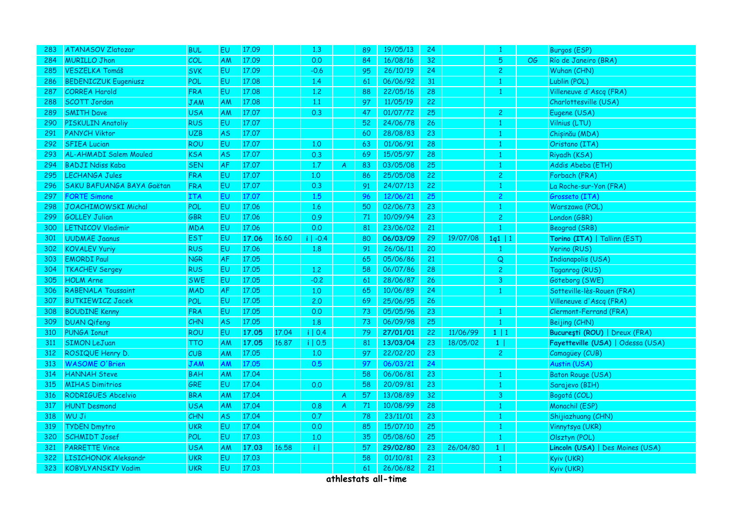| | | | | | | | | | | | | | | | |
|---|---|---|---|---|---|---|---|---|---|---|---|---|---|---|---|
| 283 | ATANASOV Zlatozar | BUL | EU | 17.09 | | 1.3 | | 89 | 19/05/13 | 24 | | 1 | | Burgos (ESP) |
| 284 | MURILLO Jhon | COL | AM | 17.09 | | 0.0 | | 84 | 16/08/16 | 32 | | 5 | OG | Río de Janeiro (BRA) |
| 285 | VESZELKA Tomáš | SVK | EU | 17.09 | | -0.6 | | 95 | 26/10/19 | 24 | | 2 | | Wuhan (CHN) |
| 286 | BEDENICZUK Eugeniusz | POL | EU | 17.08 | | 1.4 | | 61 | 06/06/92 | 31 | | 1 | | Lublin (POL) |
| 287 | CORREA Harold | FRA | EU | 17.08 | | 1.2 | | 88 | 22/05/16 | 28 | | 1 | | Villeneuve d'Ascq (FRA) |
| 288 | SCOTT Jordan | JAM | AM | 17.08 | | 1.1 | | 97 | 11/05/19 | 22 | | | | Charlottesville (USA) |
| 289 | SMITH Dave | USA | AM | 17.07 | | 0.3 | | 47 | 01/07/72 | 25 | | 2 | | Eugene (USA) |
| 290 | PISKULIN Anatoliy | RUS | EU | 17.07 | | | | 52 | 24/06/78 | 26 | | 1 | | Vilnius (LTU) |
| 291 | PANYCH Viktor | UZB | AS | 17.07 | | | | 60 | 28/08/83 | 23 | | 1 | | Chişinău (MDA) |
| 292 | SFIEA Lucian | ROU | EU | 17.07 | | 1.0 | | 63 | 01/06/91 | 28 | | 1 | | Oristano (ITA) |
| 293 | AL-AHMADI Salem Mouled | KSA | AS | 17.07 | | 0.3 | | 69 | 15/05/97 | 28 | | 1 | | Riyadh (KSA) |
| 294 | BADJI Ndiss Kaba | SEN | AF | 17.07 | | 1.7 | A | 83 | 03/05/08 | 25 | | 1 | | Addis Abeba (ETH) |
| 295 | LECHANGA Jules | FRA | EU | 17.07 | | 1.0 | | 86 | 25/05/08 | 22 | | 2 | | Forbach (FRA) |
| 296 | SAKU BAFUANGA BAYA Gaëtan | FRA | EU | 17.07 | | 0.3 | | 91 | 24/07/13 | 22 | | 1 | | La Roche-sur-Yon (FRA) |
| 297 | FORTE Simone | ITA | EU | 17.07 | | 1.5 | | 96 | 12/06/21 | 25 | | 2 | | Grosseto (ITA) |
| 298 | JOACHIMOWSKI Michal | POL | EU | 17.06 | | 1.6 | | 50 | 02/06/73 | 23 | | 1 | | Warszawa (POL) |
| 299 | GOLLEY Julian | GBR | EU | 17.06 | | 0.9 | | 71 | 10/09/94 | 23 | | 2 | | London (GBR) |
| 300 | LETNICOV Vladimir | MDA | EU | 17.06 | | 0.0 | | 81 | 23/06/02 | 21 | | 1 | | Beograd (SRB) |
| 301 | UUDMÄE Jaanus | EST | EU | **17.06** | 16.60 | i \| -0.4 | | 80 | **06/03/09** | 29 | 19/07/08 | **1q1** \| 1 | | **Torino (ITA)** \| Tallinn (EST) |
| 302 | KOVALEV Yuriy | RUS | EU | 17.06 | | 1.8 | | 91 | 26/06/11 | 20 | | 1 | | Yerino (RUS) |
| 303 | EMORDI Paul | NGR | AF | 17.05 | | | | 65 | 05/06/86 | 21 | | Q | | Indianapolis (USA) |
| 304 | TKACHEV Sergey | RUS | EU | 17.05 | | 1.2 | | 58 | 06/07/86 | 28 | | 2 | | Taganrog (RUS) |
| 305 | HOLM Arne | SWE | EU | 17.05 | | -0.2 | | 61 | 28/06/87 | 26 | | 3 | | Göteborg (SWE) |
| 306 | RABENALA Toussaint | MAD | AF | 17.05 | | 1.0 | | 65 | 10/06/89 | 24 | | 1 | | Sotteville-lès-Rouen (FRA) |
| 307 | BUTKIEWICZ Jacek | POL | EU | 17.05 | | 2.0 | | 69 | 25/06/95 | 26 | | | | Villeneuve d'Ascq (FRA) |
| 308 | BOUDINE Kenny | FRA | EU | 17.05 | | 0.0 | | 73 | 05/05/96 | 23 | | 1 | | Clermont-Ferrand (FRA) |
| 309 | DUAN Qifeng | CHN | AS | 17.05 | | 1.8 | | 73 | 06/09/98 | 25 | | 1 | | Beijing (CHN) |
| 310 | PUNGA Ionut | ROU | EU | **17.05** | 17.04 | i \| 0.4 | | 79 | **27/01/01** | 22 | 11/06/99 | **1** \| 1 | | **Bucureşti (ROU)** \| Dreux (FRA) |
| 311 | SIMON LeJuan | TTO | AM | **17.05** | 16.87 | i \| 0.5 | | 81 | **13/03/04** | 23 | 18/05/02 | **1** \| | | **Fayetteville (USA)** \| Odessa (USA) |
| 312 | ROSIQUE Henry D. | CUB | AM | 17.05 | | 1.0 | | 97 | 22/02/20 | 23 | | 2 | | Camagüey (CUB) |
| 313 | WASOME O'Brien | JAM | AM | 17.05 | | 0.5 | | 97 | 06/03/21 | 24 | | | | Austin (USA) |
| 314 | HANNAH Steve | BAH | AM | 17.04 | | | | 58 | 06/06/81 | 23 | | 1 | | Baton Rouge (USA) |
| 315 | MIHAS Dimitrios | GRE | EU | 17.04 | | 0.0 | | 58 | 20/09/81 | 23 | | 1 | | Sarajevo (BIH) |
| 316 | RODRIGUES Abcelvio | BRA | AM | 17.04 | | | A | 57 | 13/08/89 | 32 | | 3 | | Bogotá (COL) |
| 317 | HUNT Desmond | USA | AM | 17.04 | | 0.8 | A | 71 | 10/08/99 | 28 | | 1 | | Monachil (ESP) |
| 318 | WU Ji | CHN | AS | 17.04 | | 0.7 | | 78 | 23/11/01 | 23 | | 1 | | Shijiazhuang (CHN) |
| 319 | TYDEN Dmytro | UKR | EU | 17.04 | | 0.0 | | 85 | 15/07/10 | 25 | | 1 | | Vinnytsya (UKR) |
| 320 | SCHMIDT Josef | POL | EU | 17.03 | | 1.0 | | 35 | 05/08/60 | 25 | | 1 | | Olsztyn (POL) |
| 321 | PARRETTE Vince | USA | AM | **17.03** | 16.58 | i \| | | 57 | **29/02/80** | 23 | 26/04/80 | **1** \| | | **Lincoln (USA)** \| Des Moines (USA) |
| 322 | LISICHONOK Aleksandr | UKR | EU | 17.03 | | | | 58 | 01/10/81 | 23 | | 1 | | Kyiv (UKR) |
| 323 | KOBYLYANSKIY Vadim | UKR | EU | 17.03 | | | | 61 | 26/06/82 | 21 | | 1 | | Kyiv (UKR) |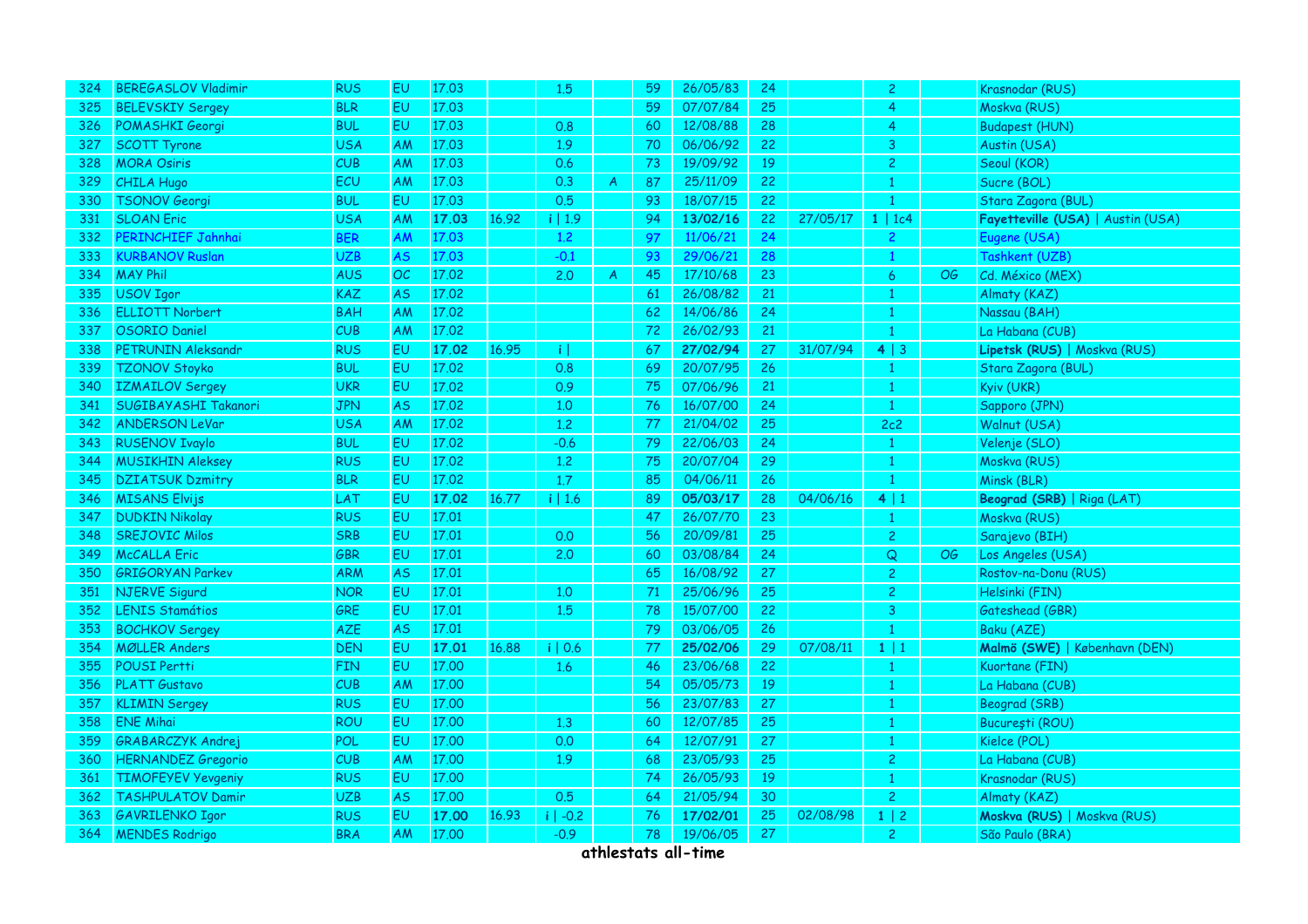| | | | | | | | | | | | | | | | |
|---|---|---|---|---|---|---|---|---|---|---|---|---|---|---|---|
| 324 | BEREGASLOV Vladimir | RUS | EU | 17.03 | | 1.5 | | 59 | 26/05/83 | 24 | | 2 | | Krasnodar (RUS) |
| 325 | BELEVSKIY Sergey | BLR | EU | 17.03 | | | | 59 | 07/07/84 | 25 | | 4 | | Moskva (RUS) |
| 326 | POMASHKI Georgi | BUL | EU | 17.03 | | 0.8 | | 60 | 12/08/88 | 28 | | 4 | | Budapest (HUN) |
| 327 | SCOTT Tyrone | USA | AM | 17.03 | | 1.9 | | 70 | 06/06/92 | 22 | | 3 | | Austin (USA) |
| 328 | MORA Osiris | CUB | AM | 17.03 | | 0.6 | | 73 | 19/09/92 | 19 | | 2 | | Seoul (KOR) |
| 329 | CHILA Hugo | ECU | AM | 17.03 | | 0.3 | A | 87 | 25/11/09 | 22 | | 1 | | Sucre (BOL) |
| 330 | TSONOV Georgi | BUL | EU | 17.03 | | 0.5 | | 93 | 18/07/15 | 22 | | 1 | | Stara Zagora (BUL) |
| 331 | SLOAN Eric | USA | AM | **17.03** | 16.92 | i \| 1.9 | | 94 | **13/02/16** | 22 | 27/05/17 | 1 \| 1c4 | | **Fayetteville (USA)** \| Austin (USA) |
| 332 | PERINCHIEF Jahnhai | BER | AM | 17.03 | | 1.2 | | 97 | 11/06/21 | 24 | | 2 | | Eugene (USA) |
| 333 | KURBANOV Ruslan | UZB | AS | 17.03 | | -0.1 | | 93 | 29/06/21 | 28 | | 1 | | Tashkent (UZB) |
| 334 | MAY Phil | AUS | OC | 17.02 | | 2.0 | A | 45 | 17/10/68 | 23 | | 6 | OG | Cd. México (MEX) |
| 335 | USOV Igor | KAZ | AS | 17.02 | | | | 61 | 26/08/82 | 21 | | 1 | | Almaty (KAZ) |
| 336 | ELLIOTT Norbert | BAH | AM | 17.02 | | | | 62 | 14/06/86 | 24 | | 1 | | Nassau (BAH) |
| 337 | OSORIO Daniel | CUB | AM | 17.02 | | | | 72 | 26/02/93 | 21 | | 1 | | La Habana (CUB) |
| 338 | PETRUNIN Aleksandr | RUS | EU | **17.02** | 16.95 | i \| | | 67 | **27/02/94** | 27 | 31/07/94 | 4 \| 3 | | **Lipetsk (RUS)** \| Moskva (RUS) |
| 339 | TZONOV Stoyko | BUL | EU | 17.02 | | 0.8 | | 69 | 20/07/95 | 26 | | 1 | | Stara Zagora (BUL) |
| 340 | IZMAILOV Sergey | UKR | EU | 17.02 | | 0.9 | | 75 | 07/06/96 | 21 | | 1 | | Kyiv (UKR) |
| 341 | SUGIBAYASHI Takanori | JPN | AS | 17.02 | | 1.0 | | 76 | 16/07/00 | 24 | | 1 | | Sapporo (JPN) |
| 342 | ANDERSON LeVar | USA | AM | 17.02 | | 1.2 | | 77 | 21/04/02 | 25 | | 2c2 | | Walnut (USA) |
| 343 | RUSENOV Ivaylo | BUL | EU | 17.02 | | -0.6 | | 79 | 22/06/03 | 24 | | 1 | | Velenje (SLO) |
| 344 | MUSIKHIN Aleksey | RUS | EU | 17.02 | | 1.2 | | 75 | 20/07/04 | 29 | | 1 | | Moskva (RUS) |
| 345 | DZIATSUK Dzmitry | BLR | EU | 17.02 | | 1.7 | | 85 | 04/06/11 | 26 | | 1 | | Minsk (BLR) |
| 346 | MISANS Elvijs | LAT | EU | **17.02** | 16.77 | i \| 1.6 | | 89 | **05/03/17** | 28 | 04/06/16 | 4 \| 1 | | **Beograd (SRB)** \| Riga (LAT) |
| 347 | DUDKIN Nikolay | RUS | EU | 17.01 | | | | 47 | 26/07/70 | 23 | | 1 | | Moskva (RUS) |
| 348 | SREJOVIC Milos | SRB | EU | 17.01 | | 0.0 | | 56 | 20/09/81 | 25 | | 2 | | Sarajevo (BIH) |
| 349 | McCALLA Eric | GBR | EU | 17.01 | | 2.0 | | 60 | 03/08/84 | 24 | | Q | OG | Los Angeles (USA) |
| 350 | GRIGORYAN Parkev | ARM | AS | 17.01 | | | | 65 | 16/08/92 | 27 | | 2 | | Rostov-na-Donu (RUS) |
| 351 | NJERVE Sigurd | NOR | EU | 17.01 | | 1.0 | | 71 | 25/06/96 | 25 | | 2 | | Helsinki (FIN) |
| 352 | LENIS Stamátios | GRE | EU | 17.01 | | 1.5 | | 78 | 15/07/00 | 22 | | 3 | | Gateshead (GBR) |
| 353 | BOCHKOV Sergey | AZE | AS | 17.01 | | | | 79 | 03/06/05 | 26 | | 1 | | Baku (AZE) |
| 354 | MØLLER Anders | DEN | EU | **17.01** | 16.88 | i \| 0.6 | | 77 | **25/02/06** | 29 | 07/08/11 | 1 \| 1 | | **Malmö (SWE)** \| København (DEN) |
| 355 | POUSI Pertti | FIN | EU | 17.00 | | 1.6 | | 46 | 23/06/68 | 22 | | 1 | | Kuortane (FIN) |
| 356 | PLATT Gustavo | CUB | AM | 17.00 | | | | 54 | 05/05/73 | 19 | | 1 | | La Habana (CUB) |
| 357 | KLIMIN Sergey | RUS | EU | 17.00 | | | | 56 | 23/07/83 | 27 | | 1 | | Beograd (SRB) |
| 358 | ENE Mihai | ROU | EU | 17.00 | | 1.3 | | 60 | 12/07/85 | 25 | | 1 | | Bucureşti (ROU) |
| 359 | GRABARCZYK Andrej | POL | EU | 17.00 | | 0.0 | | 64 | 12/07/91 | 27 | | 1 | | Kielce (POL) |
| 360 | HERNANDEZ Gregorio | CUB | AM | 17.00 | | 1.9 | | 68 | 23/05/93 | 25 | | 2 | | La Habana (CUB) |
| 361 | TIMOFEYEV Yevgeniy | RUS | EU | 17.00 | | | | 74 | 26/05/93 | 19 | | 1 | | Krasnodar (RUS) |
| 362 | TASHPULATOV Damir | UZB | AS | 17.00 | | 0.5 | | 64 | 21/05/94 | 30 | | 2 | | Almaty (KAZ) |
| 363 | GAVRILENKO Igor | RUS | EU | **17.00** | 16.93 | i \| -0.2 | | 76 | **17/02/01** | 25 | 02/08/98 | 1 \| 2 | | **Moskva (RUS)** \| Moskva (RUS) |
| 364 | MENDES Rodrigo | BRA | AM | 17.00 | | -0.9 | | 78 | 19/06/05 | 27 | | 2 | | São Paulo (BRA) |

athlestats all-time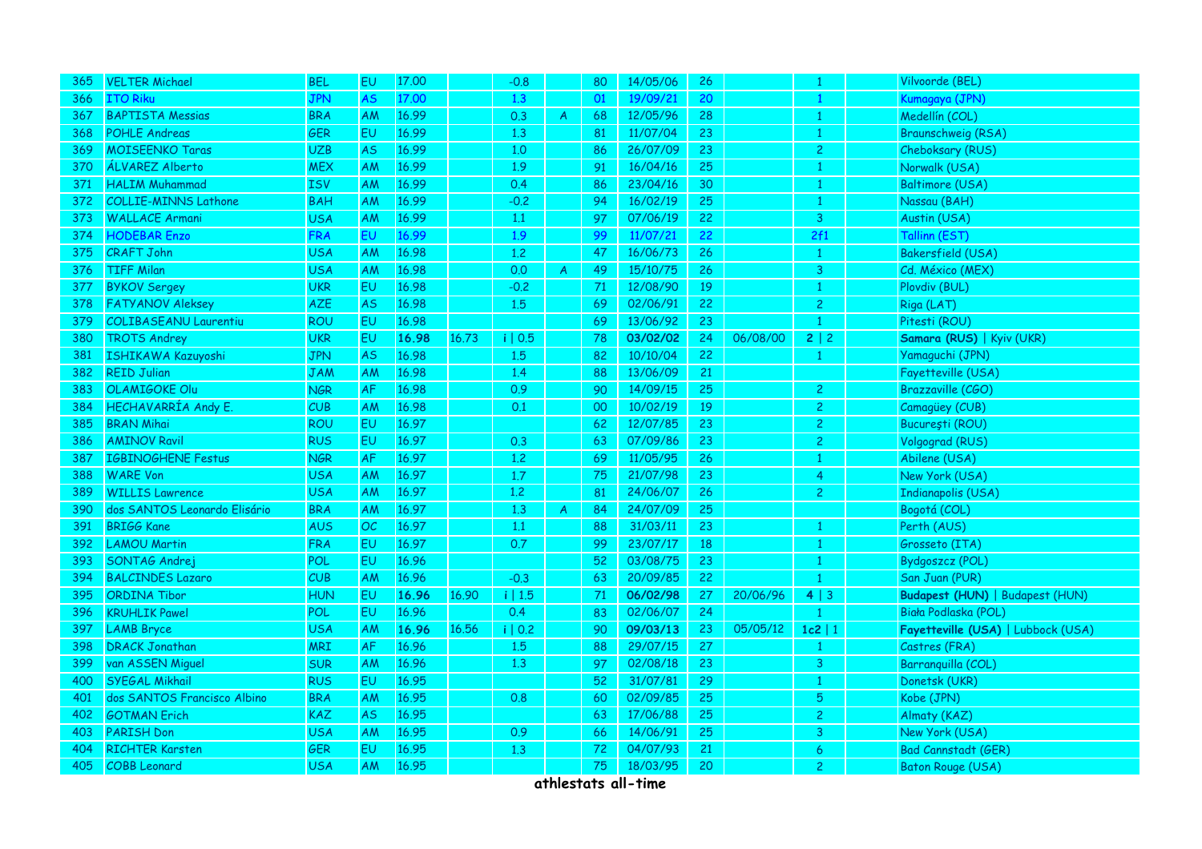| | | | | | | | | | | | | | | |
|---|---|---|---|---|---|---|---|---|---|---|---|---|---|---|
| 365 | VELTER Michael | BEL | EU | 17.00 | | -0.8 | | 80 | 14/05/06 | 26 | | 1 | | Vilvoorde (BEL) |
| 366 | ITO Riku | JPN | AS | 17.00 | | 1.3 | | 01 | 19/09/21 | 20 | | 1 | | Kumagaya (JPN) |
| 367 | BAPTISTA Messias | BRA | AM | 16.99 | | 0.3 | A | 68 | 12/05/96 | 28 | | 1 | | Medellín (COL) |
| 368 | POHLE Andreas | GER | EU | 16.99 | | 1.3 | | 81 | 11/07/04 | 23 | | 1 | | Braunschweig (RSA) |
| 369 | MOISEENKO Taras | UZB | AS | 16.99 | | 1.0 | | 86 | 26/07/09 | 23 | | 2 | | Cheboksary (RUS) |
| 370 | ÁLVAREZ Alberto | MEX | AM | 16.99 | | 1.9 | | 91 | 16/04/16 | 25 | | 1 | | Norwalk (USA) |
| 371 | HALIM Muhammad | ISV | AM | 16.99 | | 0.4 | | 86 | 23/04/16 | 30 | | 1 | | Baltimore (USA) |
| 372 | COLLIE-MINNS Lathone | BAH | AM | 16.99 | | -0.2 | | 94 | 16/02/19 | 25 | | 1 | | Nassau (BAH) |
| 373 | WALLACE Armani | USA | AM | 16.99 | | 1.1 | | 97 | 07/06/19 | 22 | | 3 | | Austin (USA) |
| 374 | HODEBAR Enzo | FRA | EU | 16.99 | | 1.9 | | 99 | 11/07/21 | 22 | | 2f1 | | Tallinn (EST) |
| 375 | CRAFT John | USA | AM | 16.98 | | 1.2 | | 47 | 16/06/73 | 26 | | 1 | | Bakersfield (USA) |
| 376 | TIFF Milan | USA | AM | 16.98 | | 0.0 | A | 49 | 15/10/75 | 26 | | 3 | | Cd. México (MEX) |
| 377 | BYKOV Sergey | UKR | EU | 16.98 | | -0.2 | | 71 | 12/08/90 | 19 | | 1 | | Plovdiv (BUL) |
| 378 | FATYANOV Aleksey | AZE | AS | 16.98 | | 1.5 | | 69 | 02/06/91 | 22 | | 2 | | Riga (LAT) |
| 379 | COLIBASEANU Laurentiu | ROU | EU | 16.98 | | | | 69 | 13/06/92 | 23 | | 1 | | Pitesti (ROU) |
| 380 | TROTS Andrey | UKR | EU | **16.98** | 16.73 | i \| 0.5 | | 78 | **03/02/02** | 24 | 06/08/00 | **2** \| 2 | | **Samara (RUS)** \| Kyiv (UKR) |
| 381 | ISHIKAWA Kazuyoshi | JPN | AS | 16.98 | | 1.5 | | 82 | 10/10/04 | 22 | | 1 | | Yamaguchi (JPN) |
| 382 | REID Julian | JAM | AM | 16.98 | | 1.4 | | 88 | 13/06/09 | 21 | | | | Fayetteville (USA) |
| 383 | OLAMIGOKE Olu | NGR | AF | 16.98 | | 0.9 | | 90 | 14/09/15 | 25 | | 2 | | Brazzaville (CGO) |
| 384 | HECHAVARRÍA Andy E. | CUB | AM | 16.98 | | 0.1 | | 00 | 10/02/19 | 19 | | 2 | | Camagüey (CUB) |
| 385 | BRAN Mihai | ROU | EU | 16.97 | | | | 62 | 12/07/85 | 23 | | 2 | | Bucureşti (ROU) |
| 386 | AMINOV Ravil | RUS | EU | 16.97 | | 0.3 | | 63 | 07/09/86 | 23 | | 2 | | Volgograd (RUS) |
| 387 | IGBINOGHENE Festus | NGR | AF | 16.97 | | 1.2 | | 69 | 11/05/95 | 26 | | 1 | | Abilene (USA) |
| 388 | WARE Von | USA | AM | 16.97 | | 1.7 | | 75 | 21/07/98 | 23 | | 4 | | New York (USA) |
| 389 | WILLIS Lawrence | USA | AM | 16.97 | | 1.2 | | 81 | 24/06/07 | 26 | | 2 | | Indianapolis (USA) |
| 390 | dos SANTOS Leonardo Elisário | BRA | AM | 16.97 | | 1.3 | A | 84 | 24/07/09 | 25 | | | | Bogotá (COL) |
| 391 | BRIGG Kane | AUS | OC | 16.97 | | 1.1 | | 88 | 31/03/11 | 23 | | 1 | | Perth (AUS) |
| 392 | LAMOU Martin | FRA | EU | 16.97 | | 0.7 | | 99 | 23/07/17 | 18 | | 1 | | Grosseto (ITA) |
| 393 | SONTAG Andrej | POL | EU | 16.96 | | | | 52 | 03/08/75 | 23 | | 1 | | Bydgoszcz (POL) |
| 394 | BALCINDES Lazaro | CUB | AM | 16.96 | | -0.3 | | 63 | 20/09/85 | 22 | | 1 | | San Juan (PUR) |
| 395 | ORDINA Tibor | HUN | EU | **16.96** | 16.90 | i \| 1.5 | | 71 | **06/02/98** | 27 | 20/06/96 | **4** \| 3 | | **Budapest (HUN)** \| Budapest (HUN) |
| 396 | KRUHLIK Pawel | POL | EU | 16.96 | | 0.4 | | 83 | 02/06/07 | 24 | | 1 | | Biała Podlaska (POL) |
| 397 | LAMB Bryce | USA | AM | **16.96** | 16.56 | i \| 0.2 | | 90 | **09/03/13** | 23 | 05/05/12 | **1c2** \| 1 | | **Fayetteville (USA)** \| Lubbock (USA) |
| 398 | DRACK Jonathan | MRI | AF | 16.96 | | 1.5 | | 88 | 29/07/15 | 27 | | 1 | | Castres (FRA) |
| 399 | van ASSEN Miguel | SUR | AM | 16.96 | | 1.3 | | 97 | 02/08/18 | 23 | | 3 | | Barranquilla (COL) |
| 400 | SYEGAL Mikhail | RUS | EU | 16.95 | | | | 52 | 31/07/81 | 29 | | 1 | | Donetsk (UKR) |
| 401 | dos SANTOS Francisco Albino | BRA | AM | 16.95 | | 0.8 | | 60 | 02/09/85 | 25 | | 5 | | Kobe (JPN) |
| 402 | GOTMAN Erich | KAZ | AS | 16.95 | | | | 63 | 17/06/88 | 25 | | 2 | | Almaty (KAZ) |
| 403 | PARISH Don | USA | AM | 16.95 | | 0.9 | | 66 | 14/06/91 | 25 | | 3 | | New York (USA) |
| 404 | RICHTER Karsten | GER | EU | 16.95 | | 1.3 | | 72 | 04/07/93 | 21 | | 6 | | Bad Cannstadt (GER) |
| 405 | COBB Leonard | USA | AM | 16.95 | | | | 75 | 18/03/95 | 20 | | 2 | | Baton Rouge (USA) |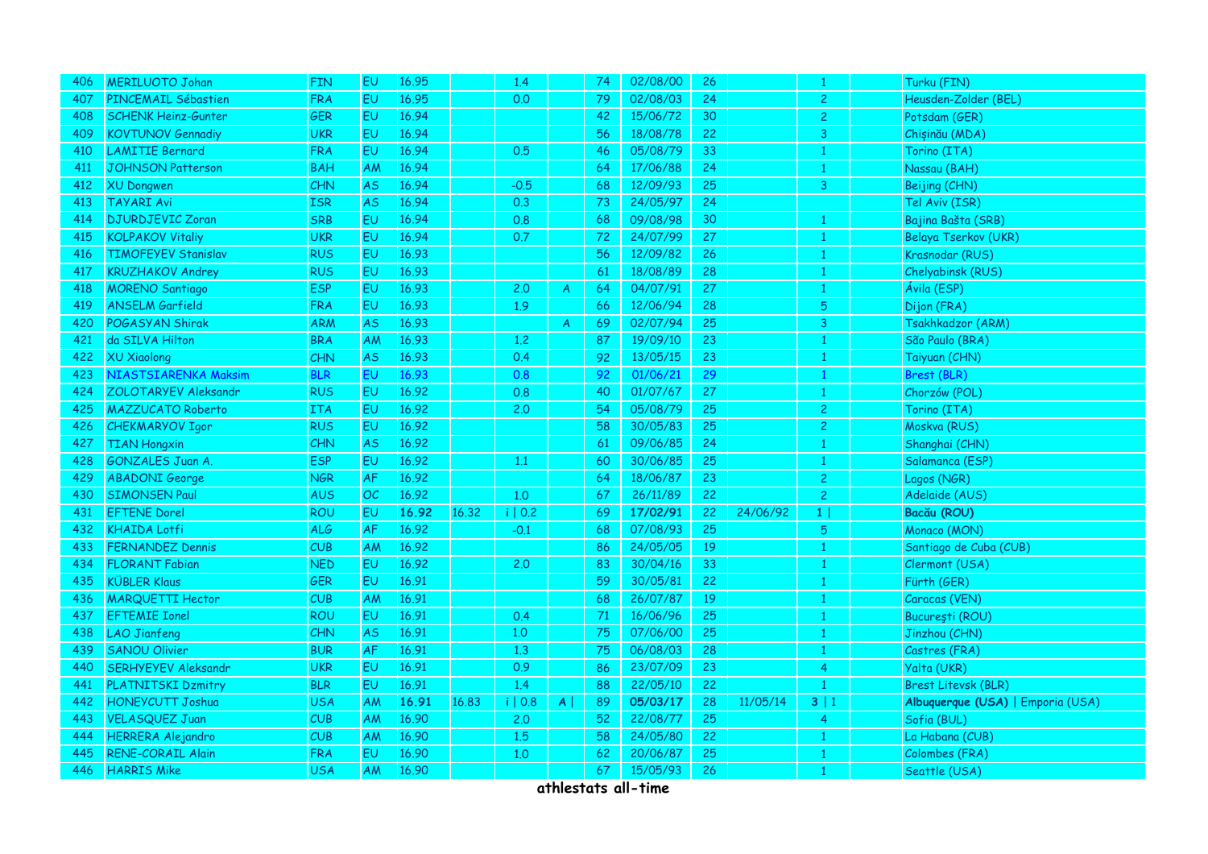| | | | | | | | | | | | | | | |
|---|---|---|---|---|---|---|---|---|---|---|---|---|---|---|
| 406 | MERILUOTO Johan | FIN | EU | 16.95 | | 1.4 | | 74 | 02/08/00 | 26 | | 1 | | Turku (FIN) |
| 407 | PINCEMAIL Sébastien | FRA | EU | 16.95 | | 0.0 | | 79 | 02/08/03 | 24 | | 2 | | Heusden-Zolder (BEL) |
| 408 | SCHENK Heinz-Gunter | GER | EU | 16.94 | | | | 42 | 15/06/72 | 30 | | 2 | | Potsdam (GER) |
| 409 | KOVTUNOV Gennadiy | UKR | EU | 16.94 | | | | 56 | 18/08/78 | 22 | | 3 | | Chişinău (MDA) |
| 410 | LAMITIE Bernard | FRA | EU | 16.94 | | 0.5 | | 46 | 05/08/79 | 33 | | 1 | | Torino (ITA) |
| 411 | JOHNSON Patterson | BAH | AM | 16.94 | | | | 64 | 17/06/88 | 24 | | 1 | | Nassau (BAH) |
| 412 | XU Dongwen | CHN | AS | 16.94 | | -0.5 | | 68 | 12/09/93 | 25 | | 3 | | Beijing (CHN) |
| 413 | TAYARI Avi | ISR | AS | 16.94 | | 0.3 | | 73 | 24/05/97 | 24 | | | | Tel Aviv (ISR) |
| 414 | DJURDJEVIC Zoran | SRB | EU | 16.94 | | 0.8 | | 68 | 09/08/98 | 30 | | 1 | | Bajina Bašta (SRB) |
| 415 | KOLPAKOV Vitaliy | UKR | EU | 16.94 | | 0.7 | | 72 | 24/07/99 | 27 | | 1 | | Belaya Tserkov (UKR) |
| 416 | TIMOFEYEV Stanislav | RUS | EU | 16.93 | | | | 56 | 12/09/82 | 26 | | 1 | | Krasnodar (RUS) |
| 417 | KRUZHAKOV Andrey | RUS | EU | 16.93 | | | | 61 | 18/08/89 | 28 | | 1 | | Chelyabinsk (RUS) |
| 418 | MORENO Santiago | ESP | EU | 16.93 | | 2.0 | A | 64 | 04/07/91 | 27 | | 1 | | Ávila (ESP) |
| 419 | ANSELM Garfield | FRA | EU | 16.93 | | 1.9 | | 66 | 12/06/94 | 28 | | 5 | | Dijon (FRA) |
| 420 | POGASYAN Shirak | ARM | AS | 16.93 | | | A | 69 | 02/07/94 | 25 | | 3 | | Tsakhkadzor (ARM) |
| 421 | da SILVA Hilton | BRA | AM | 16.93 | | 1.2 | | 87 | 19/09/10 | 23 | | 1 | | São Paulo (BRA) |
| 422 | XU Xiaolong | CHN | AS | 16.93 | | 0.4 | | 92 | 13/05/15 | 23 | | 1 | | Taiyuan (CHN) |
| 423 | NIASTSIARENKA Maksim | BLR | EU | 16.93 | | 0.8 | | 92 | 01/06/21 | 29 | | 1 | | Brest (BLR) |
| 424 | ZOLOTARYEV Aleksandr | RUS | EU | 16.92 | | 0.8 | | 40 | 01/07/67 | 27 | | 1 | | Chorzów (POL) |
| 425 | MAZZUCATO Roberto | ITA | EU | 16.92 | | 2.0 | | 54 | 05/08/79 | 25 | | 2 | | Torino (ITA) |
| 426 | CHEKMARYOV Igor | RUS | EU | 16.92 | | | | 58 | 30/05/83 | 25 | | 2 | | Moskva (RUS) |
| 427 | TIAN Hongxin | CHN | AS | 16.92 | | | | 61 | 09/06/85 | 24 | | 1 | | Shanghai (CHN) |
| 428 | GONZALES Juan A. | ESP | EU | 16.92 | | 1.1 | | 60 | 30/06/85 | 25 | | 1 | | Salamanca (ESP) |
| 429 | ABADONI George | NGR | AF | 16.92 | | | | 64 | 18/06/87 | 23 | | 2 | | Lagos (NGR) |
| 430 | SIMONSEN Paul | AUS | OC | 16.92 | | 1.0 | | 67 | 26/11/89 | 22 | | 2 | | Adelaide (AUS) |
| 431 | EFTENE Dorel | ROU | EU | **16.92** | 16.32 | i \| 0.2 | | 69 | **17/02/91** | 22 | 24/06/92 | 1 \| | | **Bacău (ROU)** |
| 432 | KHAIDA Lotfi | ALG | AF | 16.92 | | -0.1 | | 68 | 07/08/93 | 25 | | 5 | | Monaco (MON) |
| 433 | FERNANDEZ Dennis | CUB | AM | 16.92 | | | | 86 | 24/05/05 | 19 | | 1 | | Santiago de Cuba (CUB) |
| 434 | FLORANT Fabian | NED | EU | 16.92 | | 2.0 | | 83 | 30/04/16 | 33 | | 1 | | Clermont (USA) |
| 435 | KÜBLER Klaus | GER | EU | 16.91 | | | | 59 | 30/05/81 | 22 | | 1 | | Fürth (GER) |
| 436 | MARQUETTI Hector | CUB | AM | 16.91 | | | | 68 | 26/07/87 | 19 | | 1 | | Caracas (VEN) |
| 437 | EFTEMIE Ionel | ROU | EU | 16.91 | | 0.4 | | 71 | 16/06/96 | 25 | | 1 | | Bucureşti (ROU) |
| 438 | LAO Jianfeng | CHN | AS | 16.91 | | 1.0 | | 75 | 07/06/00 | 25 | | 1 | | Jinzhou (CHN) |
| 439 | SANOU Olivier | BUR | AF | 16.91 | | 1.3 | | 75 | 06/08/03 | 28 | | 1 | | Castres (FRA) |
| 440 | SERHYEYEV Aleksandr | UKR | EU | 16.91 | | 0.9 | | 86 | 23/07/09 | 23 | | 4 | | Yalta (UKR) |
| 441 | PLATNITSKI Dzmitry | BLR | EU | 16.91 | | 1.4 | | 88 | 22/05/10 | 22 | | 1 | | Brest Litevsk (BLR) |
| 442 | HONEYCUTT Joshua | USA | AM | **16.91** | 16.83 | i \| 0.8 | A \| | 89 | **05/03/17** | 28 | 11/05/14 | 3 \| 1 | | **Albuquerque (USA)** \| Emporia (USA) |
| 443 | VELASQUEZ Juan | CUB | AM | 16.90 | | 2.0 | | 52 | 22/08/77 | 25 | | 4 | | Sofia (BUL) |
| 444 | HERRERA Alejandro | CUB | AM | 16.90 | | 1.5 | | 58 | 24/05/80 | 22 | | 1 | | La Habana (CUB) |
| 445 | RENE-CORAIL Alain | FRA | EU | 16.90 | | 1.0 | | 62 | 20/06/87 | 25 | | 1 | | Colombes (FRA) |
| 446 | HARRIS Mike | USA | AM | 16.90 | | | | 67 | 15/05/93 | 26 | | 1 | | Seattle (USA) |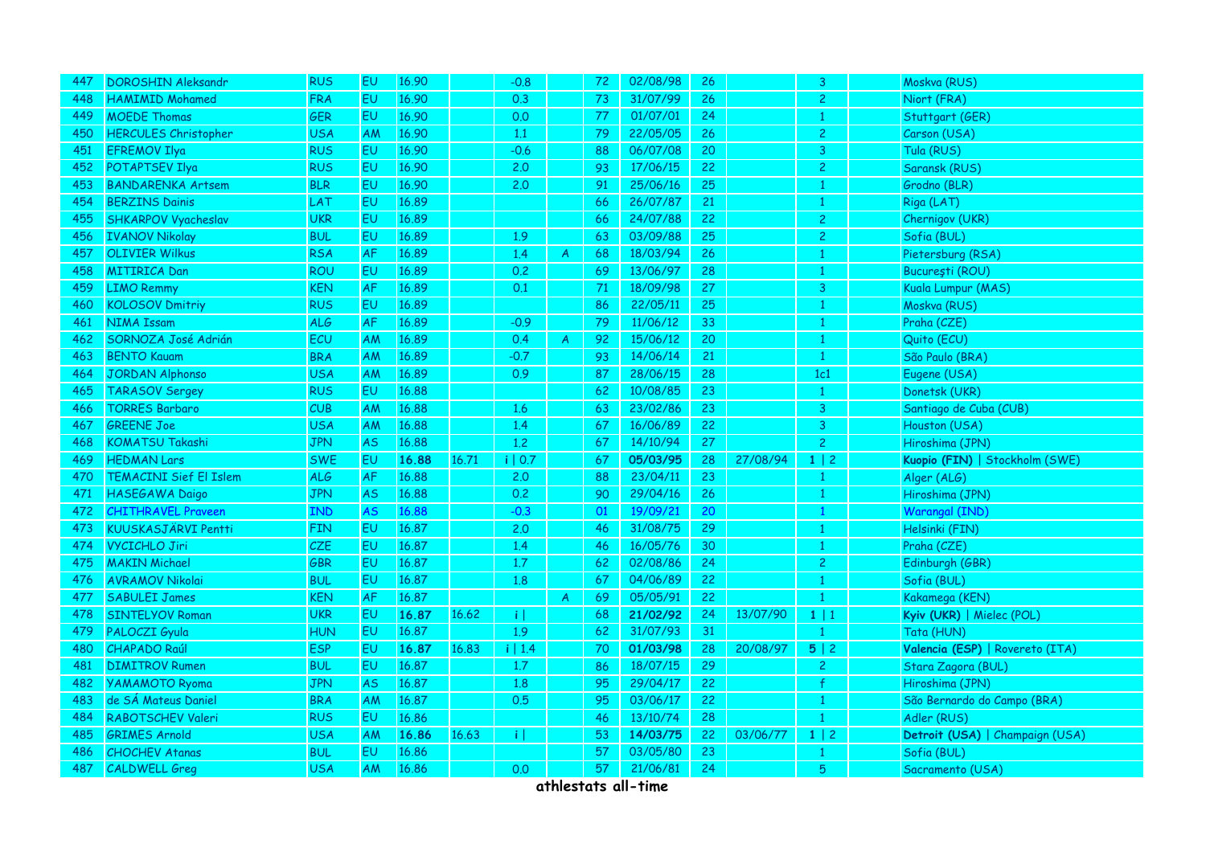| | | | | | | | | | | | | | | | |
|---|---|---|---|---|---|---|---|---|---|---|---|---|---|---|---|
| 447 | DOROSHIN Aleksandr | RUS | EU | 16.90 | | -0.8 | | 72 | 02/08/98 | 26 | | 3 | | Moskva (RUS) |
| 448 | HAMIMID Mohamed | FRA | EU | 16.90 | | 0.3 | | 73 | 31/07/99 | 26 | | 2 | | Niort (FRA) |
| 449 | MOEDE Thomas | GER | EU | 16.90 | | 0.0 | | 77 | 01/07/01 | 24 | | 1 | | Stuttgart (GER) |
| 450 | HERCULES Christopher | USA | AM | 16.90 | | 1.1 | | 79 | 22/05/05 | 26 | | 2 | | Carson (USA) |
| 451 | EFREMOV Ilya | RUS | EU | 16.90 | | -0.6 | | 88 | 06/07/08 | 20 | | 3 | | Tula (RUS) |
| 452 | POTAPTSEV Ilya | RUS | EU | 16.90 | | 2.0 | | 93 | 17/06/15 | 22 | | 2 | | Saransk (RUS) |
| 453 | BANDARENKA Artsem | BLR | EU | 16.90 | | 2.0 | | 91 | 25/06/16 | 25 | | 1 | | Grodno (BLR) |
| 454 | BERZINS Dainis | LAT | EU | 16.89 | | | | 66 | 26/07/87 | 21 | | 1 | | Riga (LAT) |
| 455 | SHKARPOV Vyacheslav | UKR | EU | 16.89 | | | | 66 | 24/07/88 | 22 | | 2 | | Chernigov (UKR) |
| 456 | IVANOV Nikolay | BUL | EU | 16.89 | | 1.9 | | 63 | 03/09/88 | 25 | | 2 | | Sofia (BUL) |
| 457 | OLIVIER Wilkus | RSA | AF | 16.89 | | 1.4 | A | 68 | 18/03/94 | 26 | | 1 | | Pietersburg (RSA) |
| 458 | MITIRICA Dan | ROU | EU | 16.89 | | 0.2 | | 69 | 13/06/97 | 28 | | 1 | | Bucureşti (ROU) |
| 459 | LIMO Remmy | KEN | AF | 16.89 | | 0.1 | | 71 | 18/09/98 | 27 | | 3 | | Kuala Lumpur (MAS) |
| 460 | KOLOSOV Dmitriy | RUS | EU | 16.89 | | | | 86 | 22/05/11 | 25 | | 1 | | Moskva (RUS) |
| 461 | NIMA Issam | ALG | AF | 16.89 | | -0.9 | | 79 | 11/06/12 | 33 | | 1 | | Praha (CZE) |
| 462 | SORNOZA José Adrián | ECU | AM | 16.89 | | 0.4 | A | 92 | 15/06/12 | 20 | | 1 | | Quito (ECU) |
| 463 | BENTO Kauam | BRA | AM | 16.89 | | -0.7 | | 93 | 14/06/14 | 21 | | 1 | | São Paulo (BRA) |
| 464 | JORDAN Alphonso | USA | AM | 16.89 | | 0.9 | | 87 | 28/06/15 | 28 | | 1c1 | | Eugene (USA) |
| 465 | TARASOV Sergey | RUS | EU | 16.88 | | | | 62 | 10/08/85 | 23 | | 1 | | Donetsk (UKR) |
| 466 | TORRES Barbaro | CUB | AM | 16.88 | | 1.6 | | 63 | 23/02/86 | 23 | | 3 | | Santiago de Cuba (CUB) |
| 467 | GREENE Joe | USA | AM | 16.88 | | 1.4 | | 67 | 16/06/89 | 22 | | 3 | | Houston (USA) |
| 468 | KOMATSU Takashi | JPN | AS | 16.88 | | 1.2 | | 67 | 14/10/94 | 27 | | 2 | | Hiroshima (JPN) |
| 469 | HEDMAN Lars | SWE | EU | **16.88** | 16.71 | i \| 0.7 | | 67 | **05/03/95** | 28 | 27/08/94 | **1** \| 2 | | **Kuopio (FIN)** \| Stockholm (SWE) |
| 470 | TEMACINI Sief El Islem | ALG | AF | 16.88 | | 2.0 | | 88 | 23/04/11 | 23 | | 1 | | Alger (ALG) |
| 471 | HASEGAWA Daigo | JPN | AS | 16.88 | | 0.2 | | 90 | 29/04/16 | 26 | | 1 | | Hiroshima (JPN) |
| 472 | CHITHRAVEL Praveen | IND | AS | 16.88 | | -0.3 | | 01 | 19/09/21 | 20 | | 1 | | Warangal (IND) |
| 473 | KUUSKASJÄRVI Pentti | FIN | EU | 16.87 | | 2.0 | | 46 | 31/08/75 | 29 | | 1 | | Helsinki (FIN) |
| 474 | VYCICHLO Jiri | CZE | EU | 16.87 | | 1.4 | | 46 | 16/05/76 | 30 | | 1 | | Praha (CZE) |
| 475 | MAKIN Michael | GBR | EU | 16.87 | | 1.7 | | 62 | 02/08/86 | 24 | | 2 | | Edinburgh (GBR) |
| 476 | AVRAMOV Nikolai | BUL | EU | 16.87 | | 1.8 | | 67 | 04/06/89 | 22 | | 1 | | Sofia (BUL) |
| 477 | SABULEI James | KEN | AF | 16.87 | | | A | 69 | 05/05/91 | 22 | | 1 | | Kakamega (KEN) |
| 478 | SINTELYOV Roman | UKR | EU | **16.87** | 16.62 | i \| | | 68 | **21/02/92** | 24 | 13/07/90 | **1** \| 1 | | **Kyiv (UKR)** \| Mielec (POL) |
| 479 | PALOCZI Gyula | HUN | EU | 16.87 | | 1.9 | | 62 | 31/07/93 | 31 | | 1 | | Tata (HUN) |
| 480 | CHAPADO Raúl | ESP | EU | **16.87** | 16.83 | i \| 1.4 | | 70 | **01/03/98** | 28 | 20/08/97 | **5** \| 2 | | **Valencia (ESP)** \| Rovereto (ITA) |
| 481 | DIMITROV Rumen | BUL | EU | 16.87 | | 1.7 | | 86 | 18/07/15 | 29 | | 2 | | Stara Zagora (BUL) |
| 482 | YAMAMOTO Ryoma | JPN | AS | 16.87 | | 1.8 | | 95 | 29/04/17 | 22 | | f | | Hiroshima (JPN) |
| 483 | de SÁ Mateus Daniel | BRA | AM | 16.87 | | 0.5 | | 95 | 03/06/17 | 22 | | 1 | | São Bernardo do Campo (BRA) |
| 484 | RABOTSCHEV Valeri | RUS | EU | 16.86 | | | | 46 | 13/10/74 | 28 | | 1 | | Adler (RUS) |
| 485 | GRIMES Arnold | USA | AM | **16.86** | 16.63 | i \| | | 53 | **14/03/75** | 22 | 03/06/77 | **1** \| 2 | | **Detroit (USA)** \| Champaign (USA) |
| 486 | CHOCHEV Atanas | BUL | EU | 16.86 | | | | 57 | 03/05/80 | 23 | | 1 | | Sofia (BUL) |
| 487 | CALDWELL Greg | USA | AM | 16.86 | | 0.0 | | 57 | 21/06/81 | 24 | | 5 | | Sacramento (USA) |

athlestats all-time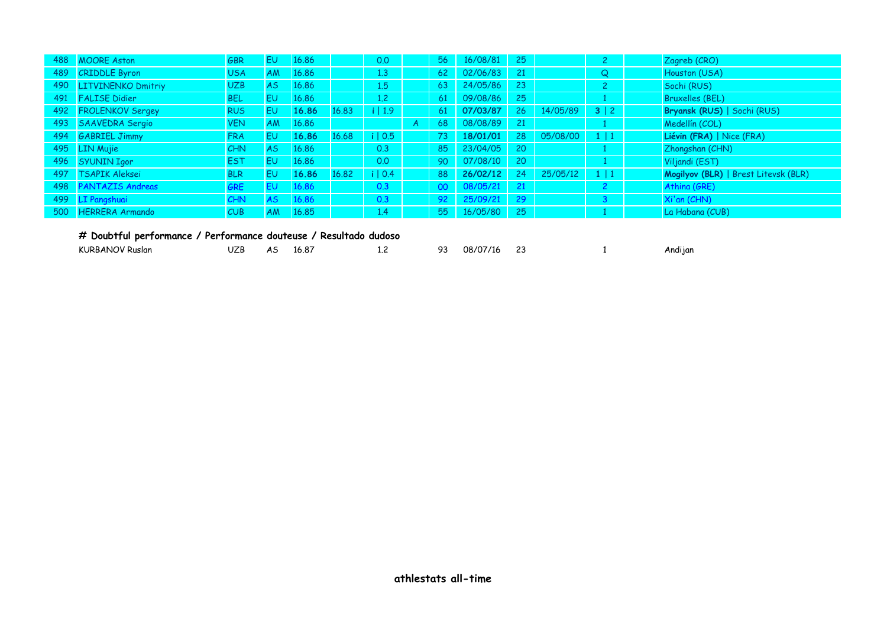| | | | | | | | | | | | | | | | | |
|---|---|---|---|---|---|---|---|---|---|---|---|---|---|---|---|---|
| 488 | MOORE Aston | GBR | EU | 16.86 | | 0.0 | | 56 | 16/08/81 | 25 | | 2 | | Zagreb (CRO) |
| 489 | CRIDDLE Byron | USA | AM | 16.86 | | 1.3 | | 62 | 02/06/83 | 21 | | Q | | Houston (USA) |
| 490 | LITVINENKO Dmitriy | UZB | AS | 16.86 | | 1.5 | | 63 | 24/05/86 | 23 | | 2 | | Sochi (RUS) |
| 491 | FALISE Didier | BEL | EU | 16.86 | | 1.2 | | 61 | 09/08/86 | 25 | | 1 | | Bruxelles (BEL) |
| 492 | FROLENKOV Sergey | RUS | EU | **16.86** | 16.83 | i \| 1.9 | | 61 | **07/03/87** | 26 | 14/05/89 | **3** \| 2 | | **Bryansk (RUS)** \| Sochi (RUS) |
| 493 | SAAVEDRA Sergio | VEN | AM | 16.86 | | | A | 68 | 08/08/89 | 21 | | 1 | | Medellín (COL) |
| 494 | GABRIEL Jimmy | FRA | EU | **16.86** | 16.68 | i \| 0.5 | | 73 | **18/01/01** | 28 | 05/08/00 | **1** \| 1 | | **Liévin (FRA)** \| Nice (FRA) |
| 495 | LIN Mujie | CHN | AS | 16.86 | | 0.3 | | 85 | 23/04/05 | 20 | | 1 | | Zhongshan (CHN) |
| 496 | SYUNIN Igor | EST | EU | 16.86 | | 0.0 | | 90 | 07/08/10 | 20 | | 1 | | Viljandi (EST) |
| 497 | TSAPIK Aleksei | BLR | EU | **16.86** | 16.82 | i \| 0.4 | | 88 | **26/02/12** | 24 | 25/05/12 | **1** \| 1 | | **Mogilyov (BLR)** \| Brest Litevsk (BLR) |
| 498 | PANTAZIS Andreas | GRE | EU | 16.86 | | 0.3 | | 00 | 08/05/21 | 21 | | 2 | | Athina (GRE) |
| 499 | LI Pangshuai | CHN | AS | 16.86 | | 0.3 | | 92 | 25/09/21 | 29 | | 3 | | Xi'an (CHN) |
| 500 | HERRERA Armando | CUB | AM | 16.85 | | 1.4 | | 55 | 16/05/80 | 25 | | 1 | | La Habana (CUB) |

**# Doubtful performance / Performance douteuse / Resultado dudoso**

| | | | | | | | | | | |
|---|---|---|---|---|---|---|---|---|---|---|
| KURBANOV Ruslan | UZB | AS | 16.87 | 1.2 | 93 | 08/07/16 | 23 | 1 | Andijan |

**athlestats all-time**